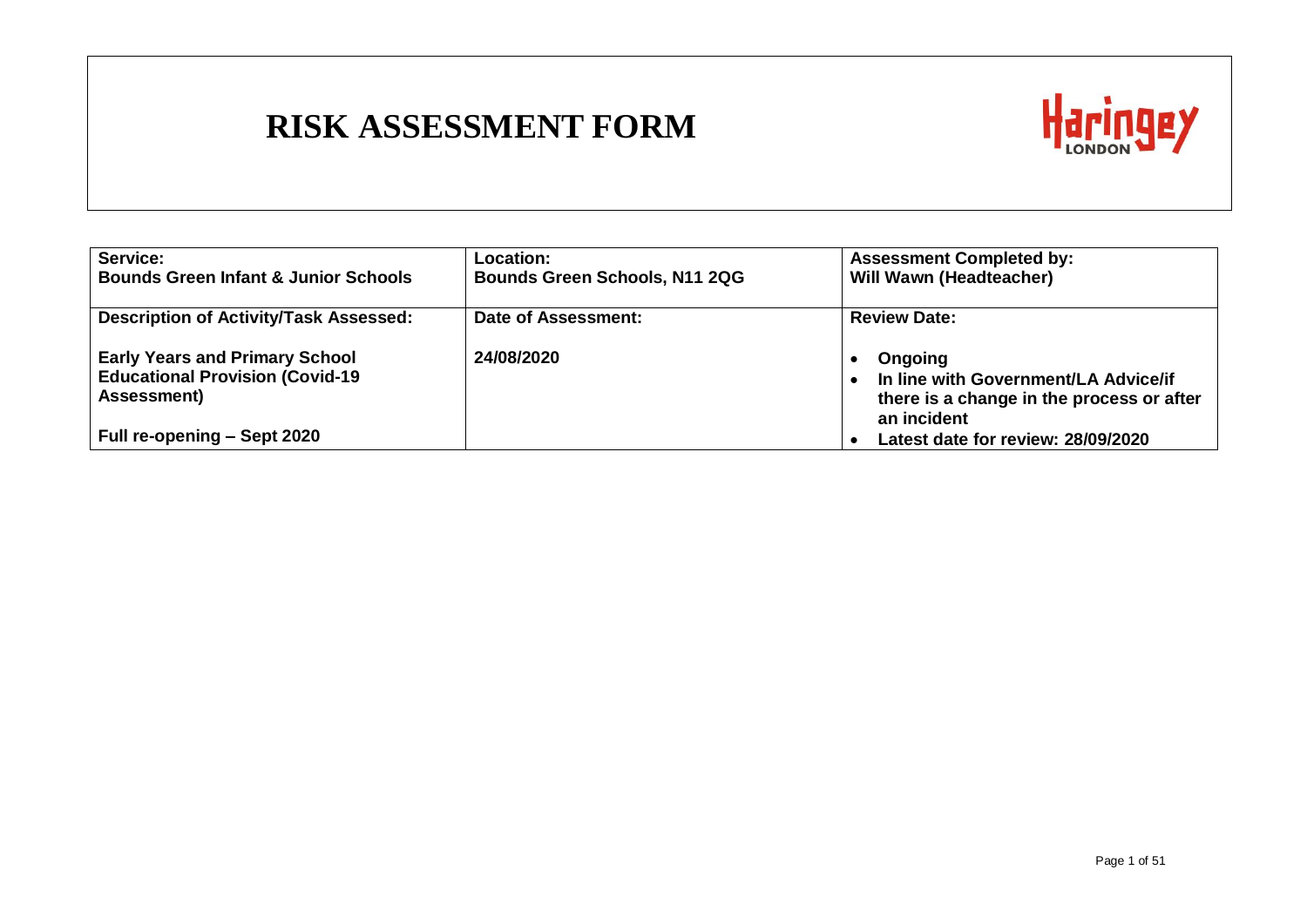# RISK ASSESSMENT FORM

Haringey LONDON

| Service: Bounds Green Infant & Junior Schools | Location: Bounds Green Schools, N11 2QG | Assessment Completed by: Will Wawn (Headteacher) |
| --- | --- | --- |
| **Description of Activity/Task Assessed:**<br><br>**Early Years and Primary School Educational Provision (Covid-19 Assessment)**<br><br>**Full re-opening – Sept 2020** | **Date of Assessment:**<br><br>**24/08/2020** | **Review Date:**<br><br>• **Ongoing**<br>• **In line with Government/LA Advice/if there is a change in the process or after an incident**<br>• **Latest date for review: 28/09/2020** |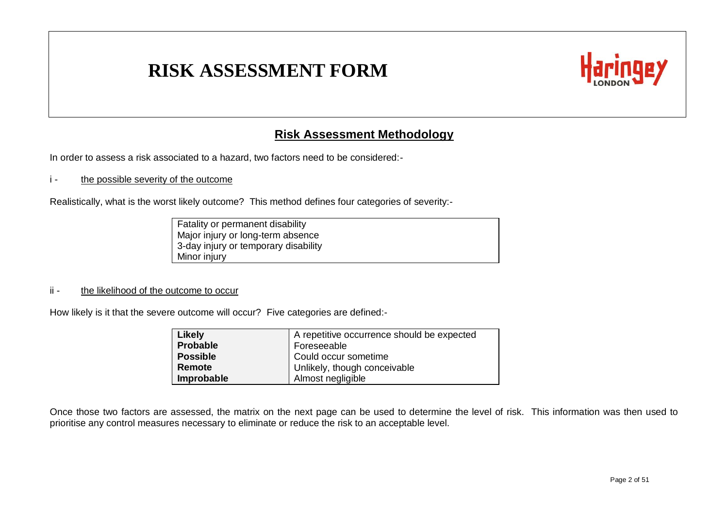# RISK ASSESSMENT FORM

## Risk Assessment Methodology

In order to assess a risk associated to a hazard, two factors need to be considered:-

i - the possible severity of the outcome

Realistically, what is the worst likely outcome? This method defines four categories of severity:-

| Fatality or permanent disability |
| --- |
| Major injury or long-term absence |
| 3-day injury or temporary disability |
| Minor injury |

ii - the likelihood of the outcome to occur

How likely is it that the severe outcome will occur? Five categories are defined:-

| | |
| --- | --- |
| **Likely** | A repetitive occurrence should be expected |
| **Probable** | Foreseeable |
| **Possible** | Could occur sometime |
| **Remote** | Unlikely, though conceivable |
| **Improbable** | Almost negligible |

Once those two factors are assessed, the matrix on the next page can be used to determine the level of risk. This information was then used to prioritise any control measures necessary to eliminate or reduce the risk to an acceptable level.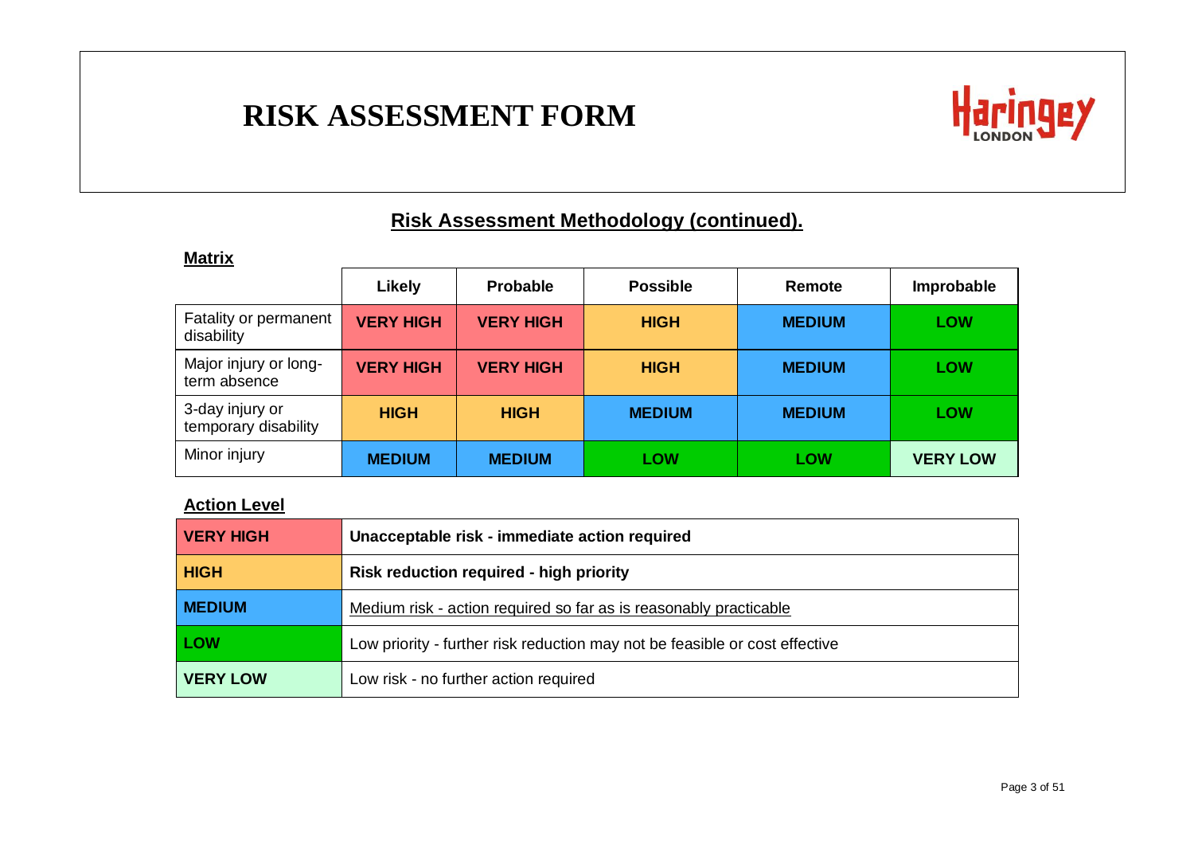# RISK ASSESSMENT FORM

## Risk Assessment Methodology (continued).

**Matrix**

| | Likely | Probable | Possible | Remote | Improbable |
|---|---|---|---|---|---|
| Fatality or permanent disability | **VERY HIGH** | **VERY HIGH** | **HIGH** | **MEDIUM** | **LOW** |
| Major injury or long-term absence | **VERY HIGH** | **VERY HIGH** | **HIGH** | **MEDIUM** | **LOW** |
| 3-day injury or temporary disability | **HIGH** | **HIGH** | **MEDIUM** | **MEDIUM** | **LOW** |
| Minor injury | **MEDIUM** | **MEDIUM** | **LOW** | **LOW** | **VERY LOW** |

**Action Level**

| Level | Action |
|---|---|
| **VERY HIGH** | **Unacceptable risk - immediate action required** |
| **HIGH** | **Risk reduction required - high priority** |
| **MEDIUM** | Medium risk - action required so far as is reasonably practicable |
| **LOW** | Low priority - further risk reduction may not be feasible or cost effective |
| **VERY LOW** | Low risk - no further action required |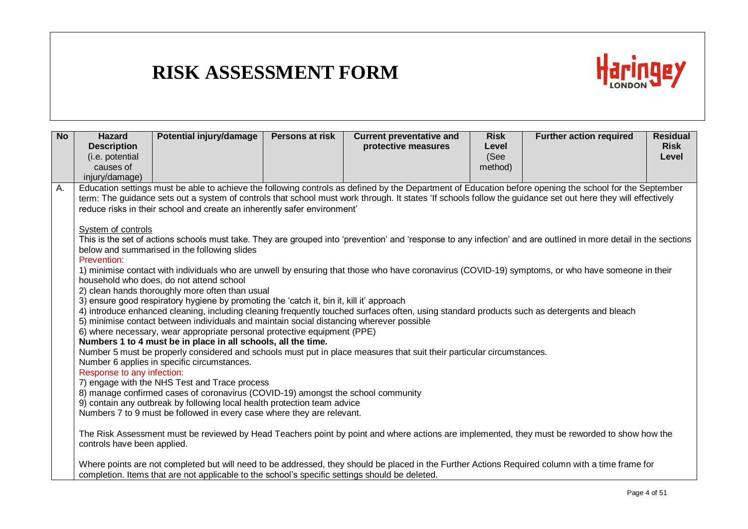# RISK ASSESSMENT FORM

Haringey LONDON

| No | Hazard Description (i.e. potential causes of injury/damage) | Potential injury/damage | Persons at risk | Current preventative and protective measures | Risk Level (See method) | Further action required | Residual Risk Level |
|---|---|---|---|---|---|---|---|
| A. | Education settings must be able to achieve the following controls as defined by the Department of Education before opening the school for the September term: The guidance sets out a system of controls that school must work through. It states 'If schools follow the guidance set out here they will effectively reduce risks in their school and create an inherently safer environment'<br><br>System of controls<br>This is the set of actions schools must take. They are grouped into 'prevention' and 'response to any infection' and are outlined in more detail in the sections below and summarised in the following slides<br>Prevention:<br>1) minimise contact with individuals who are unwell by ensuring that those who have coronavirus (COVID-19) symptoms, or who have someone in their household who does, do not attend school<br>2) clean hands thoroughly more often than usual<br>3) ensure good respiratory hygiene by promoting the 'catch it, bin it, kill it' approach<br>4) introduce enhanced cleaning, including cleaning frequently touched surfaces often, using standard products such as detergents and bleach<br>5) minimise contact between individuals and maintain social distancing wherever possible<br>6) where necessary, wear appropriate personal protective equipment (PPE)<br>**Numbers 1 to 4 must be in place in all schools, all the time.**<br>Number 5 must be properly considered and schools must put in place measures that suit their particular circumstances.<br>Number 6 applies in specific circumstances.<br>Response to any infection:<br>7) engage with the NHS Test and Trace process<br>8) manage confirmed cases of coronavirus (COVID-19) amongst the school community<br>9) contain any outbreak by following local health protection team advice<br>Numbers 7 to 9 must be followed in every case where they are relevant.<br><br>The Risk Assessment must be reviewed by Head Teachers point by point and where actions are implemented, they must be reworded to show how the controls have been applied.<br><br>Where points are not completed but will need to be addressed, they should be placed in the Further Actions Required column with a time frame for completion. Items that are not applicable to the school's specific settings should be deleted. | | | | | | |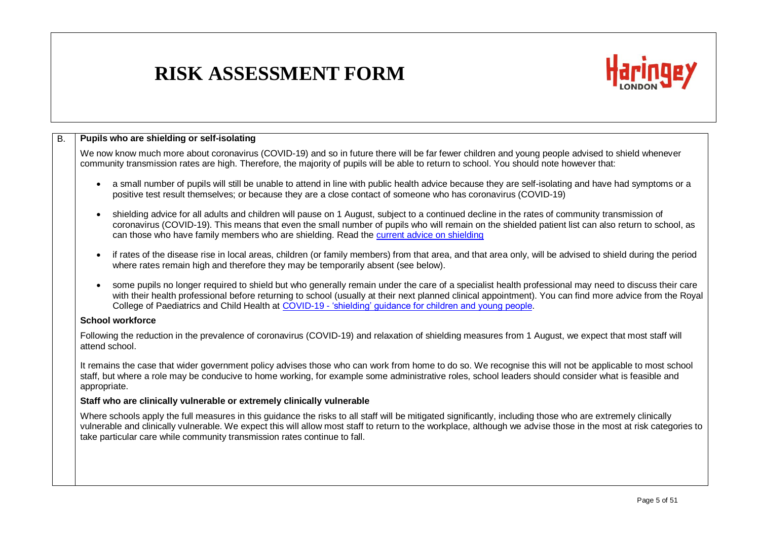# RISK ASSESSMENT FORM

| B. | **Pupils who are shielding or self-isolating** |
|---|---|

We now know much more about coronavirus (COVID-19) and so in future there will be far fewer children and young people advised to shield whenever community transmission rates are high. Therefore, the majority of pupils will be able to return to school. You should note however that:

- a small number of pupils will still be unable to attend in line with public health advice because they are self-isolating and have had symptoms or a positive test result themselves; or because they are a close contact of someone who has coronavirus (COVID-19)
- shielding advice for all adults and children will pause on 1 August, subject to a continued decline in the rates of community transmission of coronavirus (COVID-19). This means that even the small number of pupils who will remain on the shielded patient list can also return to school, as can those who have family members who are shielding. Read the current advice on shielding
- if rates of the disease rise in local areas, children (or family members) from that area, and that area only, will be advised to shield during the period where rates remain high and therefore they may be temporarily absent (see below).
- some pupils no longer required to shield but who generally remain under the care of a specialist health professional may need to discuss their care with their health professional before returning to school (usually at their next planned clinical appointment). You can find more advice from the Royal College of Paediatrics and Child Health at COVID-19 - 'shielding' guidance for children and young people.

**School workforce**

Following the reduction in the prevalence of coronavirus (COVID-19) and relaxation of shielding measures from 1 August, we expect that most staff will attend school.

It remains the case that wider government policy advises those who can work from home to do so. We recognise this will not be applicable to most school staff, but where a role may be conducive to home working, for example some administrative roles, school leaders should consider what is feasible and appropriate.

**Staff who are clinically vulnerable or extremely clinically vulnerable**

Where schools apply the full measures in this guidance the risks to all staff will be mitigated significantly, including those who are extremely clinically vulnerable and clinically vulnerable. We expect this will allow most staff to return to the workplace, although we advise those in the most at risk categories to take particular care while community transmission rates continue to fall.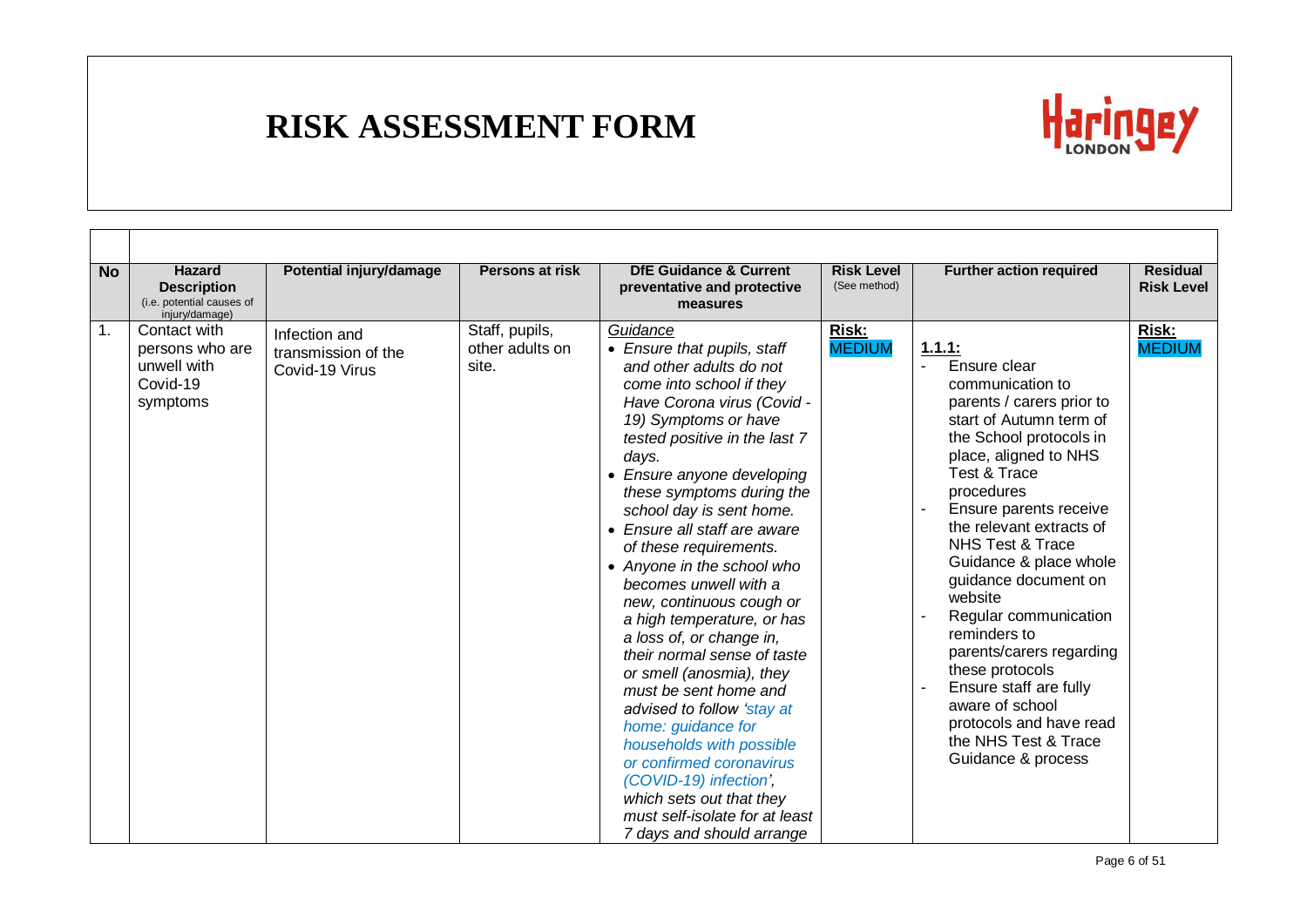# RISK ASSESSMENT FORM

| No | Hazard Description (i.e. potential causes of injury/damage) | Potential injury/damage | Persons at risk | DfE Guidance & Current preventative and protective measures | Risk Level (See method) | Further action required | Residual Risk Level |
|---|---|---|---|---|---|---|---|
| 1. | Contact with persons who are unwell with Covid-19 symptoms | Infection and transmission of the Covid-19 Virus | Staff, pupils, other adults on site. | *Guidance*<br>• *Ensure that pupils, staff and other adults do not come into school if they Have Corona virus (Covid - 19) Symptoms or have tested positive in the last 7 days.*<br>• *Ensure anyone developing these symptoms during the school day is sent home.*<br>• *Ensure all staff are aware of these requirements.*<br>• *Anyone in the school who becomes unwell with a new, continuous cough or a high temperature, or has a loss of, or change in, their normal sense of taste or smell (anosmia), they must be sent home and advised to follow 'stay at home: guidance for households with possible or confirmed coronavirus (COVID-19) infection', which sets out that they must self-isolate for at least 7 days and should arrange* | **Risk:** MEDIUM | **1.1.1:**<br>- Ensure clear communication to parents / carers prior to start of Autumn term of the School protocols in place, aligned to NHS Test & Trace procedures<br>- Ensure parents receive the relevant extracts of NHS Test & Trace Guidance & place whole guidance document on website<br>- Regular communication reminders to parents/carers regarding these protocols<br>- Ensure staff are fully aware of school protocols and have read the NHS Test & Trace Guidance & process | **Risk:** MEDIUM |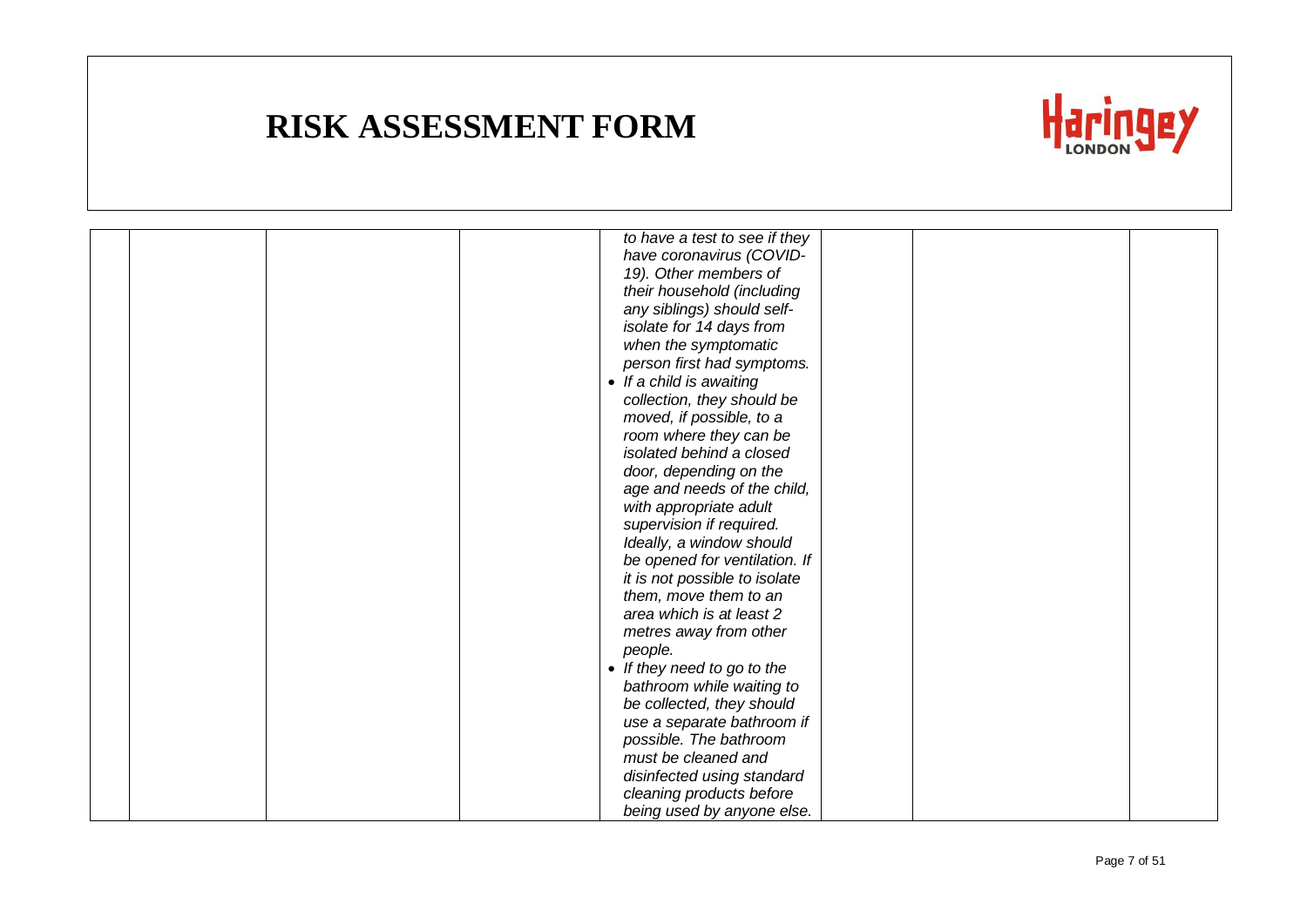# RISK ASSESSMENT FORM

| | | | | | | | |
|---|---|---|---|---|---|---|---|
| | | | | *to have a test to see if they have coronavirus (COVID-19). Other members of their household (including any siblings) should self-isolate for 14 days from when the symptomatic person first had symptoms.*<br>• *If a child is awaiting collection, they should be moved, if possible, to a room where they can be isolated behind a closed door, depending on the age and needs of the child, with appropriate adult supervision if required. Ideally, a window should be opened for ventilation. If it is not possible to isolate them, move them to an area which is at least 2 metres away from other people.*<br>• *If they need to go to the bathroom while waiting to be collected, they should use a separate bathroom if possible. The bathroom must be cleaned and disinfected using standard cleaning products before being used by anyone else.* | | | |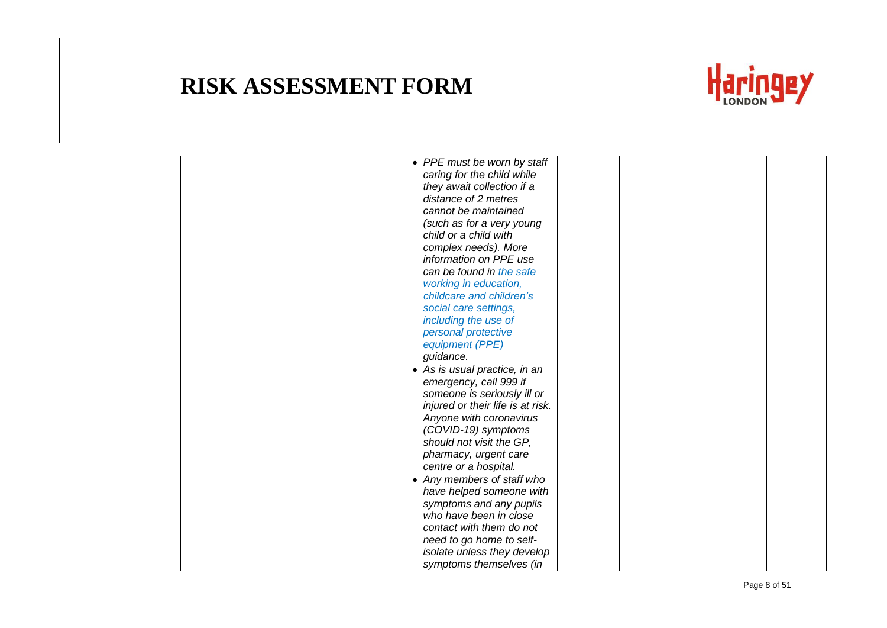# RISK ASSESSMENT FORM

| | | | | | | |
|---|---|---|---|---|---|---|
| | | | • *PPE must be worn by staff caring for the child while they await collection if a distance of 2 metres cannot be maintained (such as for a very young child or a child with complex needs). More information on PPE use can be found in the safe working in education, childcare and children's social care settings, including the use of personal protective equipment (PPE) guidance.*<br>• *As is usual practice, in an emergency, call 999 if someone is seriously ill or injured or their life is at risk. Anyone with coronavirus (COVID-19) symptoms should not visit the GP, pharmacy, urgent care centre or a hospital.*<br>• *Any members of staff who have helped someone with symptoms and any pupils who have been in close contact with them do not need to go home to self-isolate unless they develop symptoms themselves (in* | | | |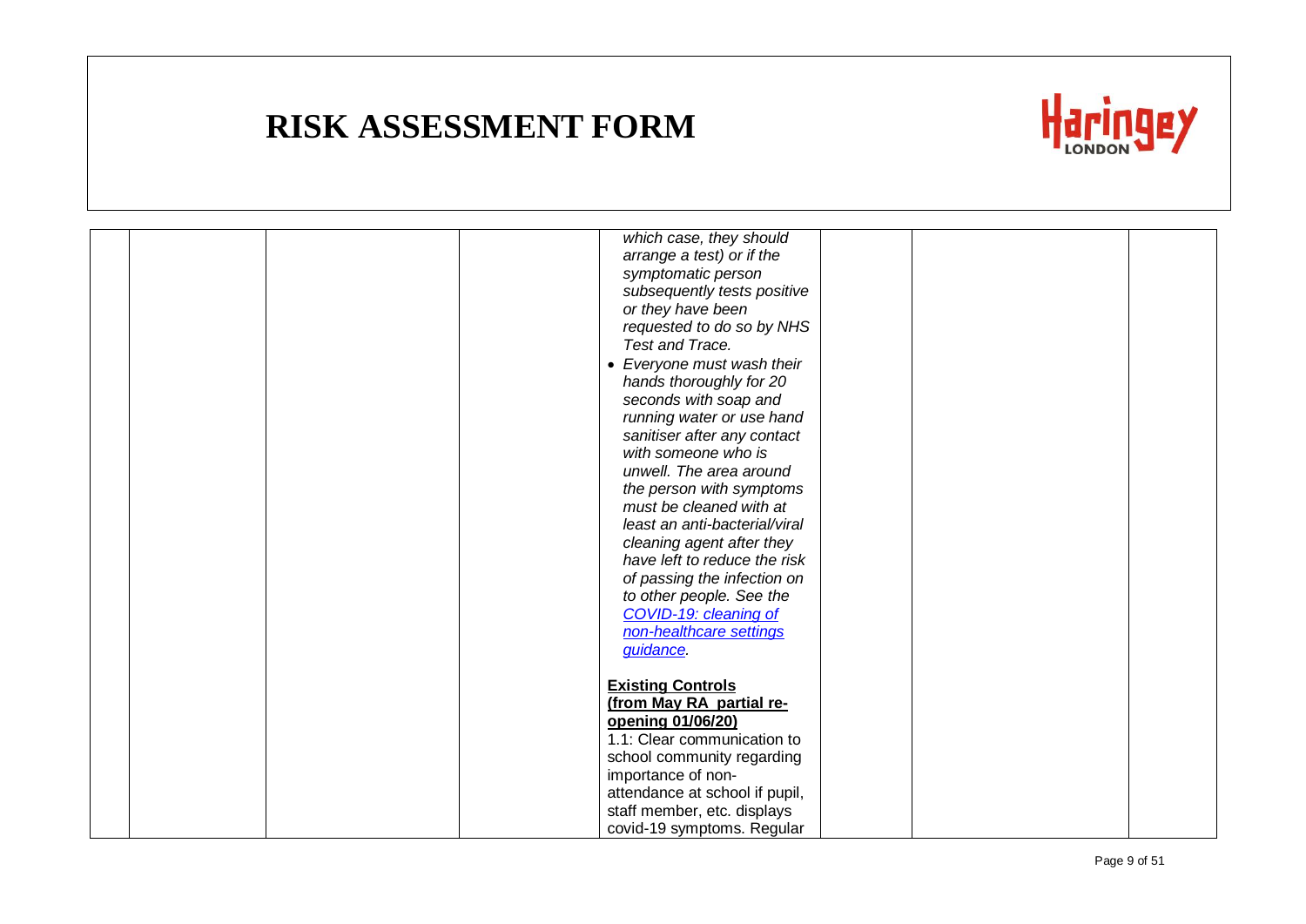# RISK ASSESSMENT FORM

| | | | | | | | |
|---|---|---|---|---|---|---|---|
| | | | | *which case, they should arrange a test) or if the symptomatic person subsequently tests positive or they have been requested to do so by NHS Test and Trace.*<br>• *Everyone must wash their hands thoroughly for 20 seconds with soap and running water or use hand sanitiser after any contact with someone who is unwell. The area around the person with symptoms must be cleaned with at least an anti-bacterial/viral cleaning agent after they have left to reduce the risk of passing the infection on to other people. See the [COVID-19: cleaning of non-healthcare settings guidance](COVID-19: cleaning of non-healthcare settings guidance).*<br><br>**<u>Existing Controls (from May RA partial re-opening 01/06/20)</u>**<br>1.1: Clear communication to school community regarding importance of non-attendance at school if pupil, staff member, etc. displays covid-19 symptoms. Regular | | | |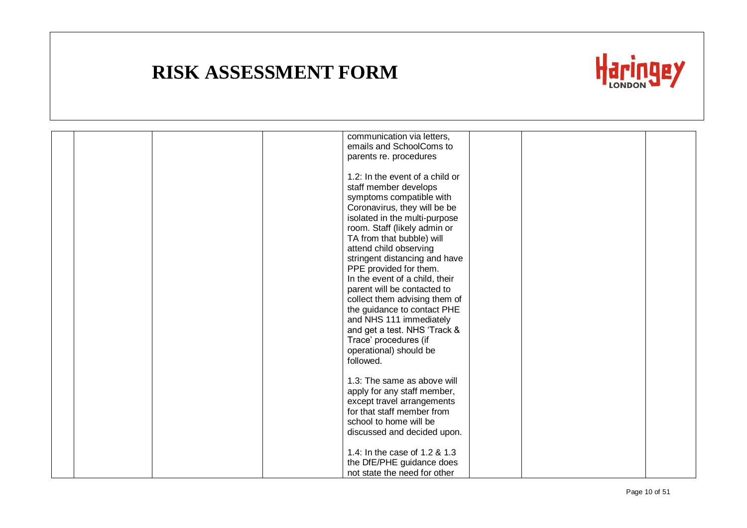# RISK ASSESSMENT FORM

| | | | | | | |
|---|---|---|---|---|---|---|
| | | | communication via letters, emails and SchoolComs to parents re. procedures<br><br>1.2: In the event of a child or staff member develops symptoms compatible with Coronavirus, they will be be isolated in the multi-purpose room. Staff (likely admin or TA from that bubble) will attend child observing stringent distancing and have PPE provided for them.<br>In the event of a child, their parent will be contacted to collect them advising them of the guidance to contact PHE and NHS 111 immediately and get a test. NHS 'Track & Trace' procedures (if operational) should be followed.<br><br>1.3: The same as above will apply for any staff member, except travel arrangements for that staff member from school to home will be discussed and decided upon.<br><br>1.4: In the case of 1.2 & 1.3 the DfE/PHE guidance does not state the need for other | | | |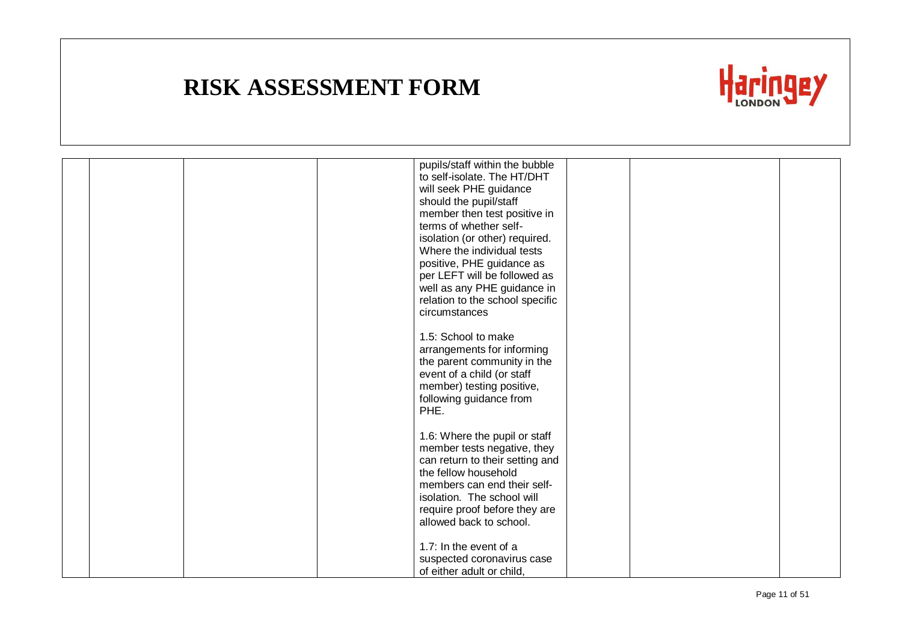# RISK ASSESSMENT FORM

| | | | | | | | |
|---|---|---|---|---|---|---|---|
| | | | | pupils/staff within the bubble to self-isolate. The HT/DHT will seek PHE guidance should the pupil/staff member then test positive in terms of whether self-isolation (or other) required. Where the individual tests positive, PHE guidance as per LEFT will be followed as well as any PHE guidance in relation to the school specific circumstances<br><br>1.5: School to make arrangements for informing the parent community in the event of a child (or staff member) testing positive, following guidance from PHE.<br><br>1.6: Where the pupil or staff member tests negative, they can return to their setting and the fellow household members can end their self-isolation. The school will require proof before they are allowed back to school.<br><br>1.7: In the event of a suspected coronavirus case of either adult or child, | | | |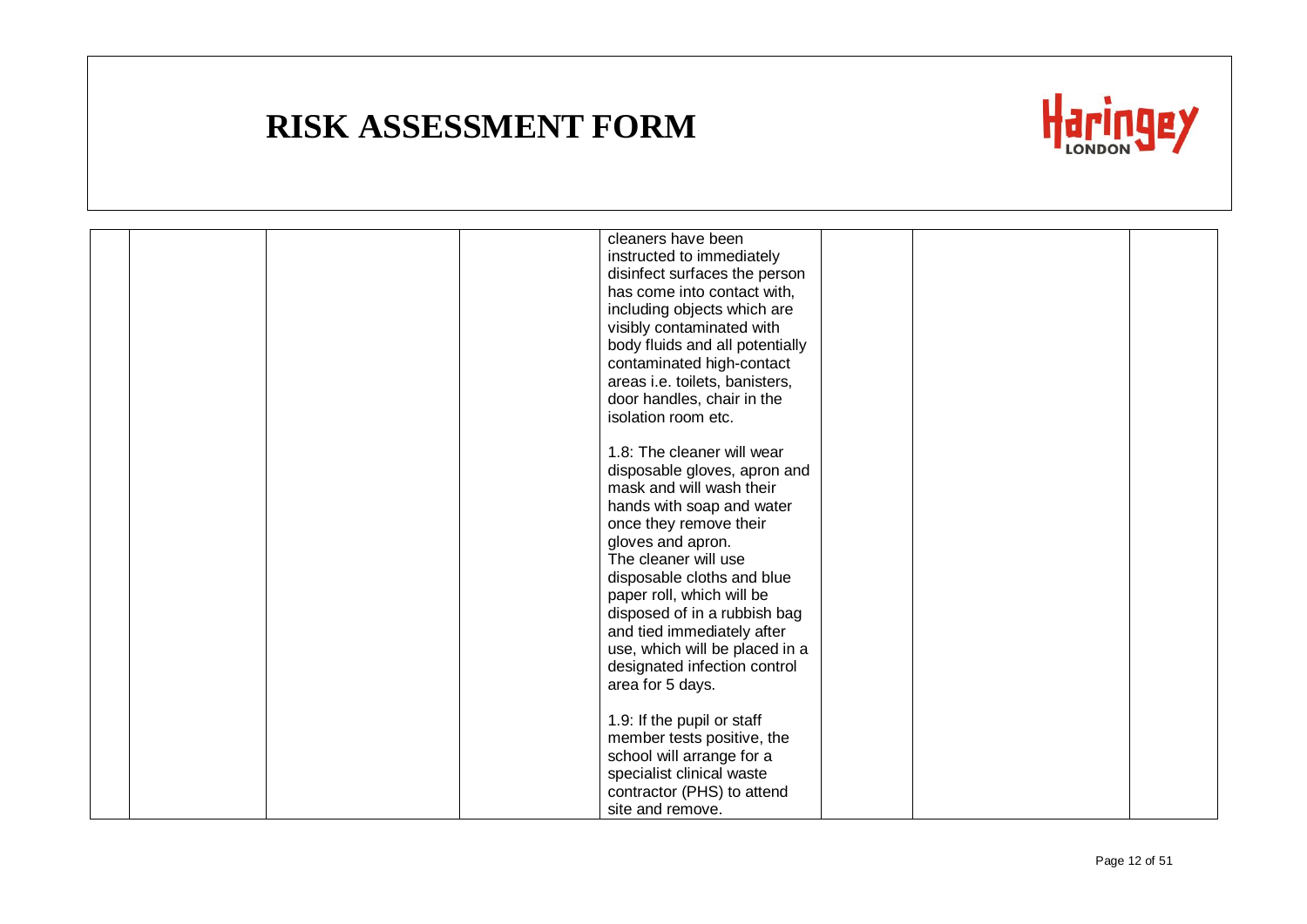# RISK ASSESSMENT FORM

| | | | | | | | |
|---|---|---|---|---|---|---|---|
| | | | | cleaners have been instructed to immediately disinfect surfaces the person has come into contact with, including objects which are visibly contaminated with body fluids and all potentially contaminated high-contact areas i.e. toilets, banisters, door handles, chair in the isolation room etc.<br><br>1.8: The cleaner will wear disposable gloves, apron and mask and will wash their hands with soap and water once they remove their gloves and apron.<br>The cleaner will use disposable cloths and blue paper roll, which will be disposed of in a rubbish bag and tied immediately after use, which will be placed in a designated infection control area for 5 days.<br><br>1.9: If the pupil or staff member tests positive, the school will arrange for a specialist clinical waste contractor (PHS) to attend site and remove. | | | |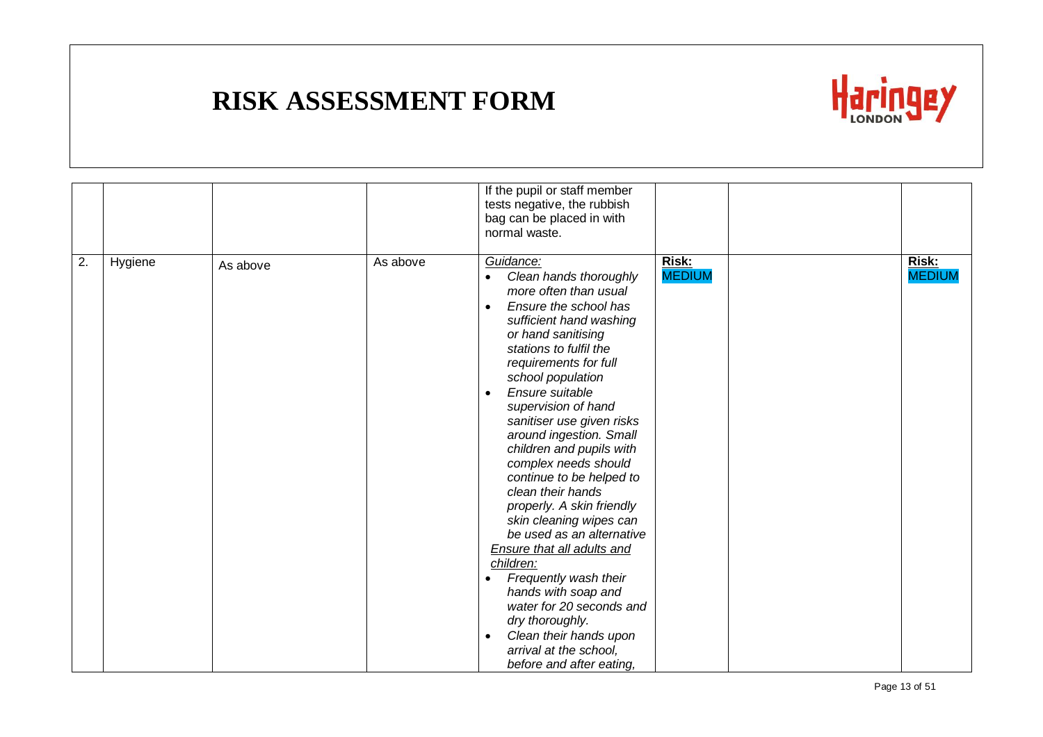# RISK ASSESSMENT FORM

| | | | | | | | |
|---|---|---|---|---|---|---|---|
| | | | | If the pupil or staff member tests negative, the rubbish bag can be placed in with normal waste. | | | |
| 2. | Hygiene | As above | As above | *Guidance:*<br>• *Clean hands thoroughly more often than usual*<br>• *Ensure the school has sufficient hand washing or hand sanitising stations to fulfil the requirements for full school population*<br>• *Ensure suitable supervision of hand sanitiser use given risks around ingestion. Small children and pupils with complex needs should continue to be helped to clean their hands properly. A skin friendly skin cleaning wipes can be used as an alternative*<br>*Ensure that all adults and children:*<br>• *Frequently wash their hands with soap and water for 20 seconds and dry thoroughly.*<br>• *Clean their hands upon arrival at the school, before and after eating,* | **Risk:** MEDIUM | | **Risk:** MEDIUM |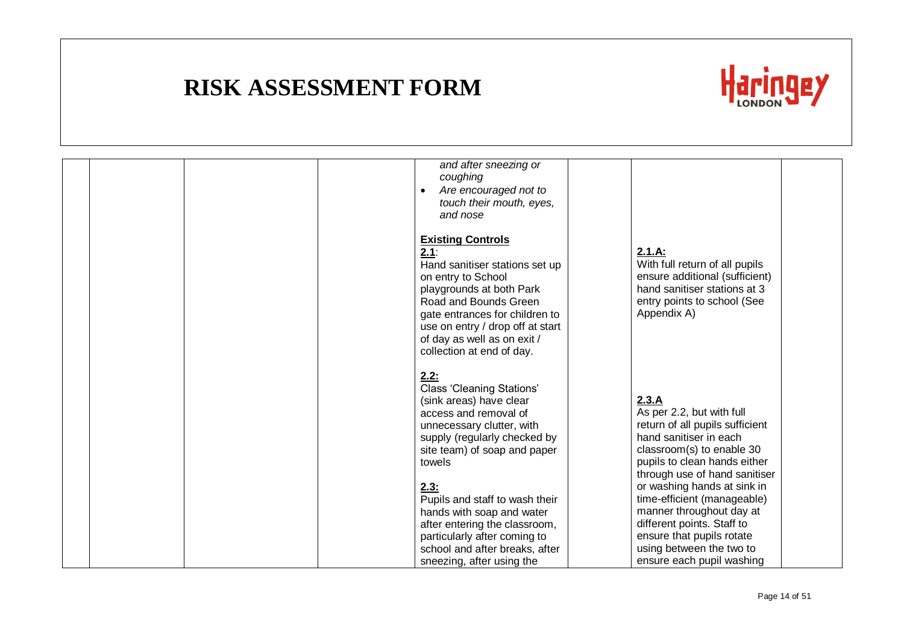# RISK ASSESSMENT FORM

| | | | | | | |
|---|---|---|---|---|---|---|
| | | | *and after sneezing or coughing*<br>• *Are encouraged not to touch their mouth, eyes, and nose*<br><br>**Existing Controls**<br>**2.1**:<br>Hand sanitiser stations set up on entry to School playgrounds at both Park Road and Bounds Green gate entrances for children to use on entry / drop off at start of day as well as on exit / collection at end of day.<br><br>**2.2:**<br>Class 'Cleaning Stations' (sink areas) have clear access and removal of unnecessary clutter, with supply (regularly checked by site team) of soap and paper towels<br><br>**2.3:**<br>Pupils and staff to wash their hands with soap and water after entering the classroom, particularly after coming to school and after breaks, after sneezing, after using the | | **2.1.A:**<br>With full return of all pupils ensure additional (sufficient) hand sanitiser stations at 3 entry points to school (See Appendix A)<br><br>**2.3.A**<br>As per 2.2, but with full return of all pupils sufficient hand sanitiser in each classroom(s) to enable 30 pupils to clean hands either through use of hand sanitiser or washing hands at sink in time-efficient (manageable) manner throughout day at different points. Staff to ensure that pupils rotate using between the two to ensure each pupil washing | |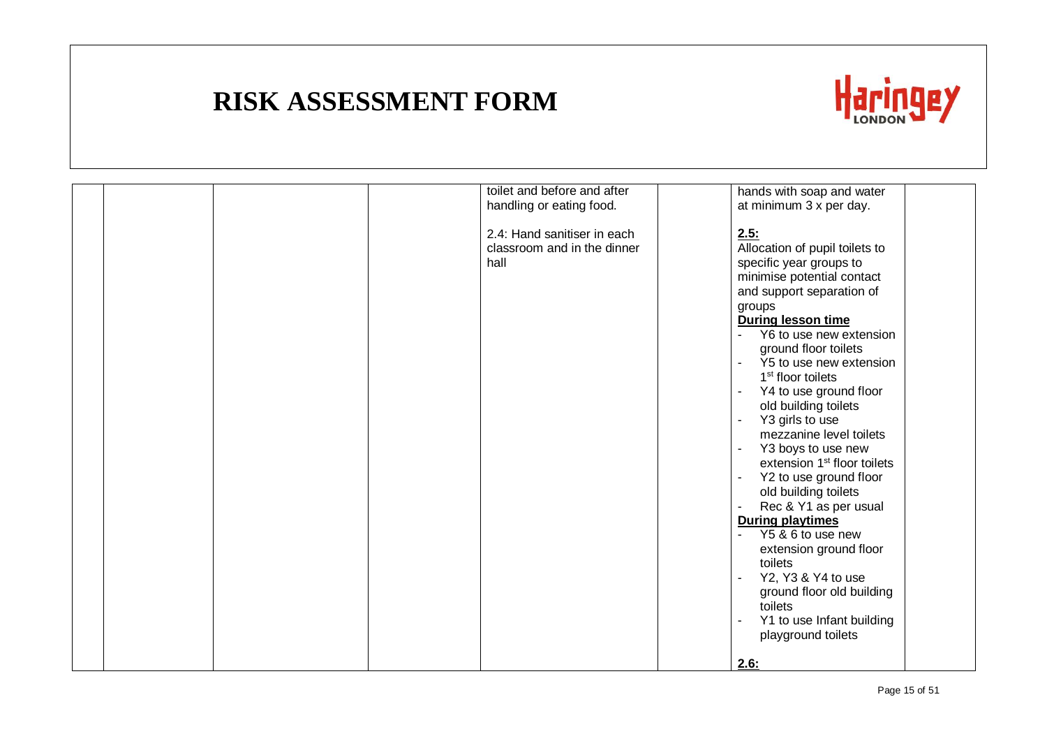# RISK ASSESSMENT FORM

Haringey LONDON

| | | | | | | |
|---|---|---|---|---|---|---|
| | | | toilet and before and after handling or eating food.<br><br>2.4: Hand sanitiser in each classroom and in the dinner hall | | hands with soap and water at minimum 3 x per day.<br><br>**2.5:**<br>Allocation of pupil toilets to specific year groups to minimise potential contact and support separation of groups<br>**During lesson time**<br>- Y6 to use new extension ground floor toilets<br>- Y5 to use new extension 1st floor toilets<br>- Y4 to use ground floor old building toilets<br>- Y3 girls to use mezzanine level toilets<br>- Y3 boys to use new extension 1st floor toilets<br>- Y2 to use ground floor old building toilets<br>- Rec & Y1 as per usual<br>**During playtimes**<br>- Y5 & 6 to use new extension ground floor toilets<br>- Y2, Y3 & Y4 to use ground floor old building toilets<br>- Y1 to use Infant building playground toilets<br><br>**2.6:** | |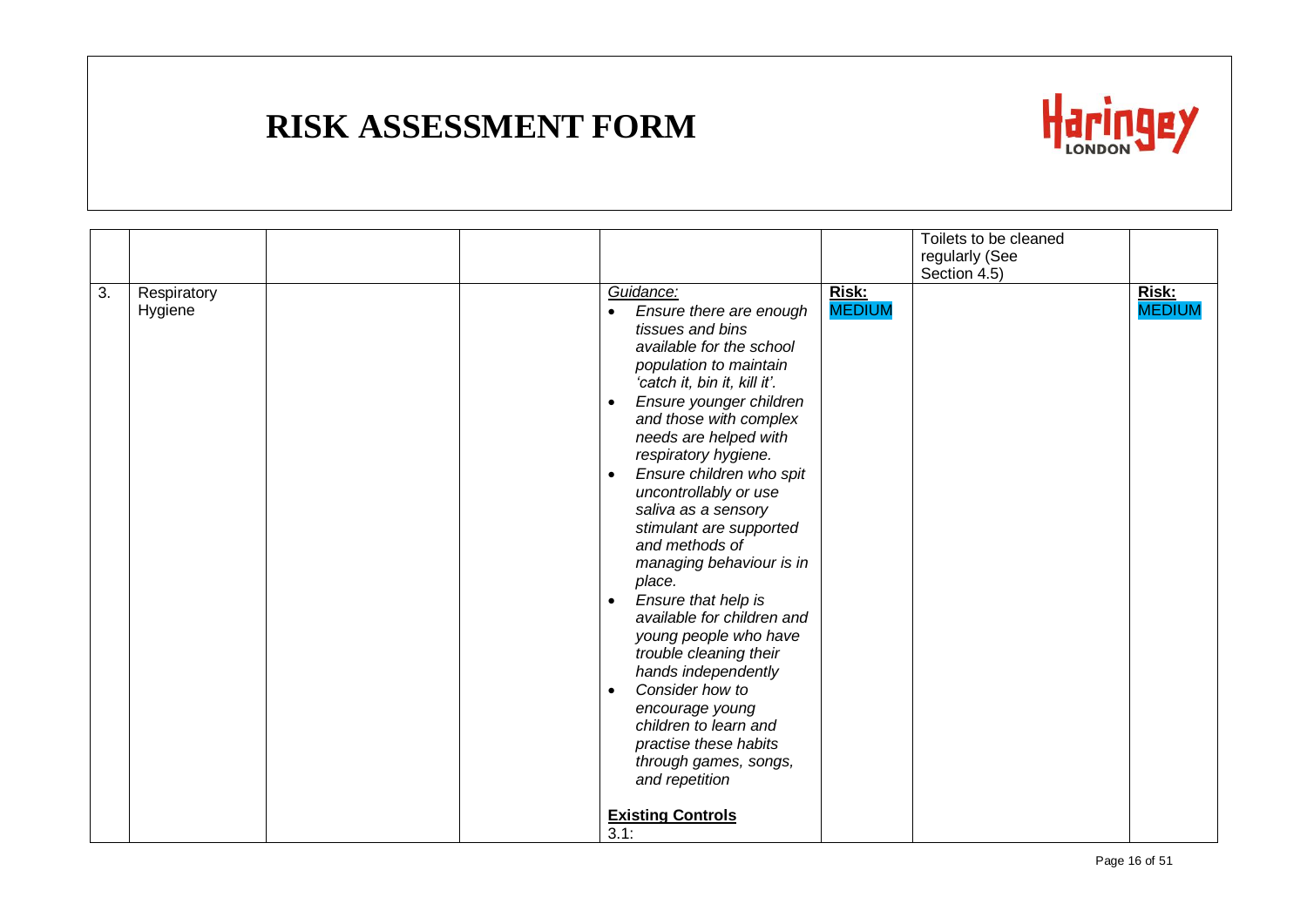# RISK ASSESSMENT FORM

| | | | | | | | |
|---|---|---|---|---|---|---|---|
| | | | | | | Toilets to be cleaned regularly (See Section 4.5) | |
| 3. | Respiratory Hygiene | | | *Guidance:*<br>• *Ensure there are enough tissues and bins available for the school population to maintain 'catch it, bin it, kill it'.*<br>• *Ensure younger children and those with complex needs are helped with respiratory hygiene.*<br>• *Ensure children who spit uncontrollably or use saliva as a sensory stimulant are supported and methods of managing behaviour is in place.*<br>• *Ensure that help is available for children and young people who have trouble cleaning their hands independently*<br>• *Consider how to encourage young children to learn and practise these habits through games, songs, and repetition*<br><br>**Existing Controls**<br>3.1: | **Risk:** MEDIUM | | **Risk:** MEDIUM |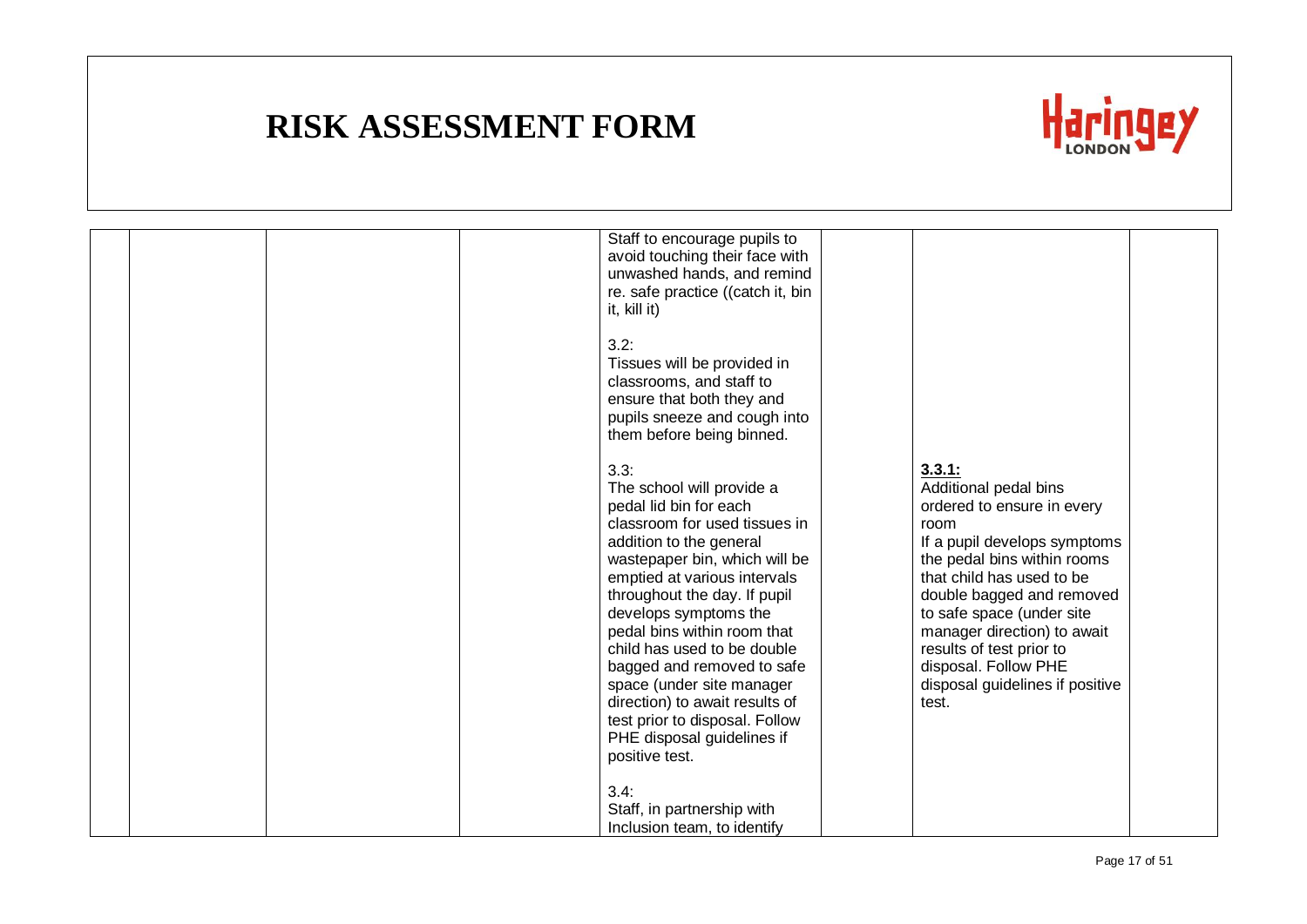# RISK ASSESSMENT FORM

| | | | | | | | |
|---|---|---|---|---|---|---|---|
| | | | | Staff to encourage pupils to avoid touching their face with unwashed hands, and remind re. safe practice ((catch it, bin it, kill it)<br><br>3.2:<br>Tissues will be provided in classrooms, and staff to ensure that both they and pupils sneeze and cough into them before being binned.<br><br>3.3:<br>The school will provide a pedal lid bin for each classroom for used tissues in addition to the general wastepaper bin, which will be emptied at various intervals throughout the day. If pupil develops symptoms the pedal bins within room that child has used to be double bagged and removed to safe space (under site manager direction) to await results of test prior to disposal. Follow PHE disposal guidelines if positive test.<br><br>3.4:<br>Staff, in partnership with Inclusion team, to identify | | **3.3.1:**<br>Additional pedal bins ordered to ensure in every room<br>If a pupil develops symptoms the pedal bins within rooms that child has used to be double bagged and removed to safe space (under site manager direction) to await results of test prior to disposal. Follow PHE disposal guidelines if positive test. | |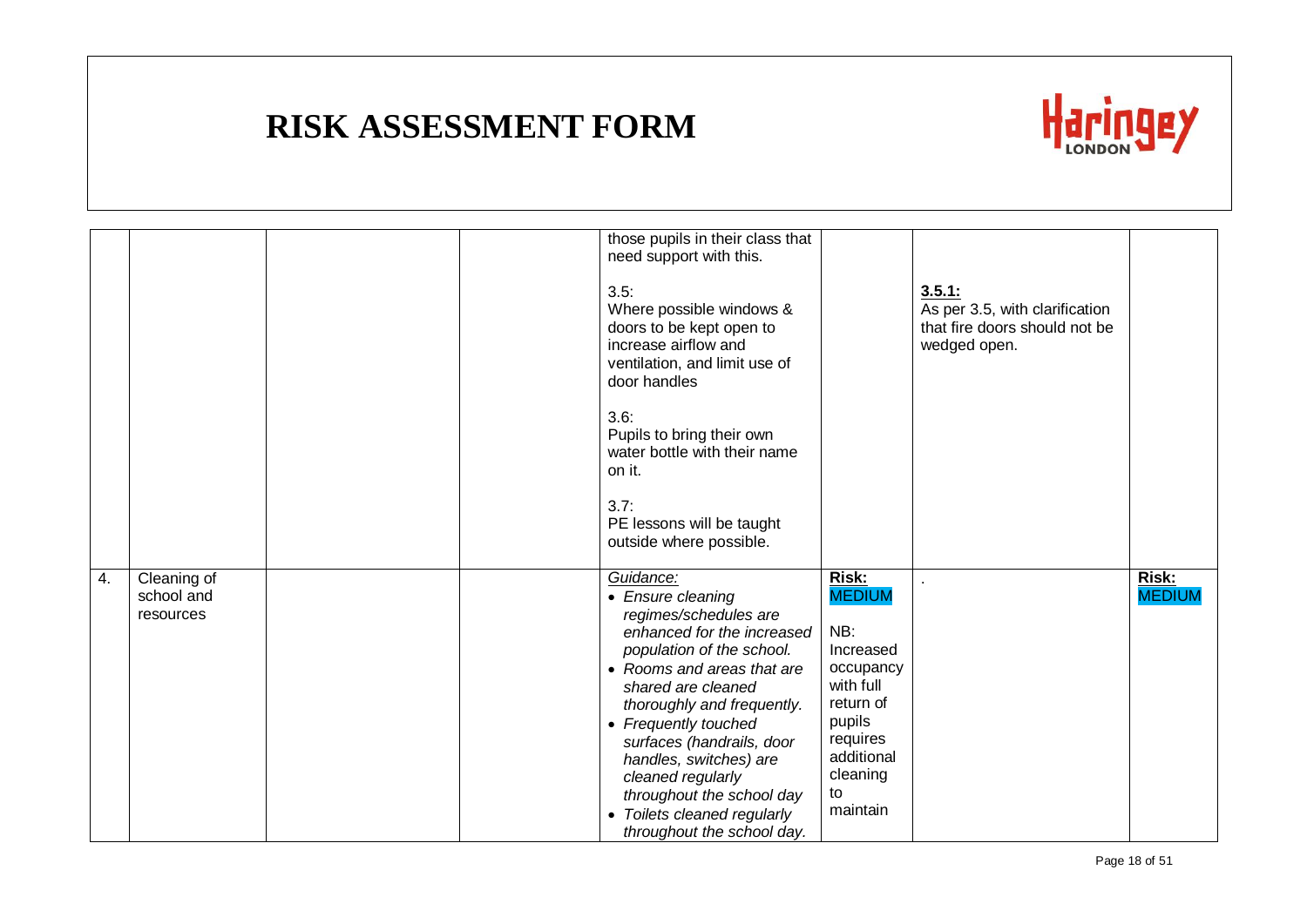# RISK ASSESSMENT FORM

| | | | | | | | |
|---|---|---|---|---|---|---|---|
| | | | | those pupils in their class that need support with this.<br><br>3.5:<br>Where possible windows & doors to be kept open to increase airflow and ventilation, and limit use of door handles<br><br>3.6:<br>Pupils to bring their own water bottle with their name on it.<br><br>3.7:<br>PE lessons will be taught outside where possible. | | **3.5.1:**<br>As per 3.5, with clarification that fire doors should not be wedged open. | |
| 4. | Cleaning of school and resources | | | *Guidance:*<br>• *Ensure cleaning regimes/schedules are enhanced for the increased population of the school.*<br>• *Rooms and areas that are shared are cleaned thoroughly and frequently.*<br>• *Frequently touched surfaces (handrails, door handles, switches) are cleaned regularly throughout the school day*<br>• *Toilets cleaned regularly throughout the school day.* | **Risk:** MEDIUM<br><br>NB:<br>Increased occupancy with full return of pupils requires additional cleaning to maintain | . | **Risk:** MEDIUM |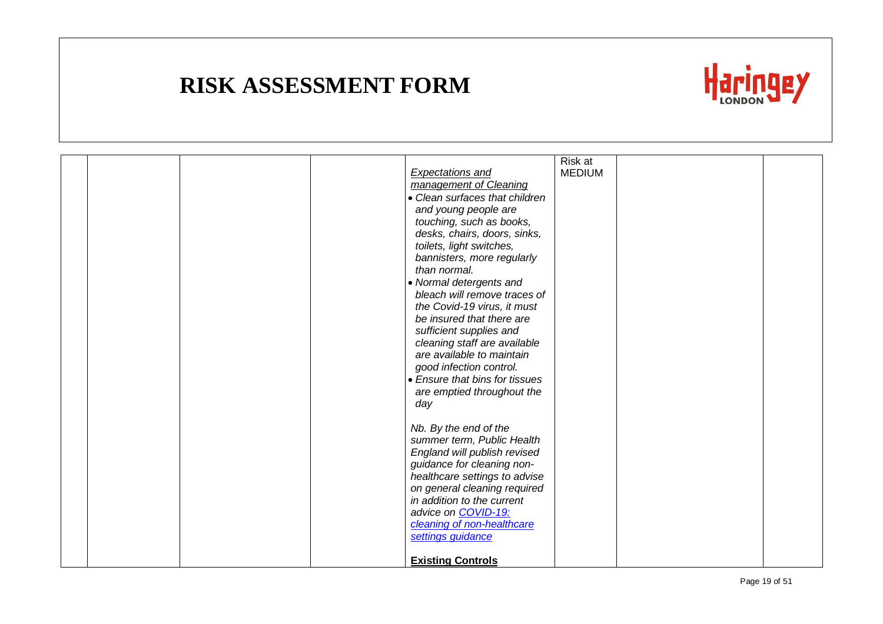# RISK ASSESSMENT FORM

| | | | | | | | |
|---|---|---|---|---|---|---|---|
| | | | | <u>*Expectations and management of Cleaning*</u><br>• *Clean surfaces that children and young people are touching, such as books, desks, chairs, doors, sinks, toilets, light switches, bannisters, more regularly than normal.*<br>• *Normal detergents and bleach will remove traces of the Covid-19 virus, it must be insured that there are sufficient supplies and cleaning staff are available are available to maintain good infection control.*<br>• *Ensure that bins for tissues are emptied throughout the day*<br><br>*Nb. By the end of the summer term, Public Health England will publish revised guidance for cleaning non-healthcare settings to advise on general cleaning required in addition to the current advice on [COVID-19: cleaning of non-healthcare settings guidance]*<br><br><u>**Existing Controls**</u> | Risk at MEDIUM | | |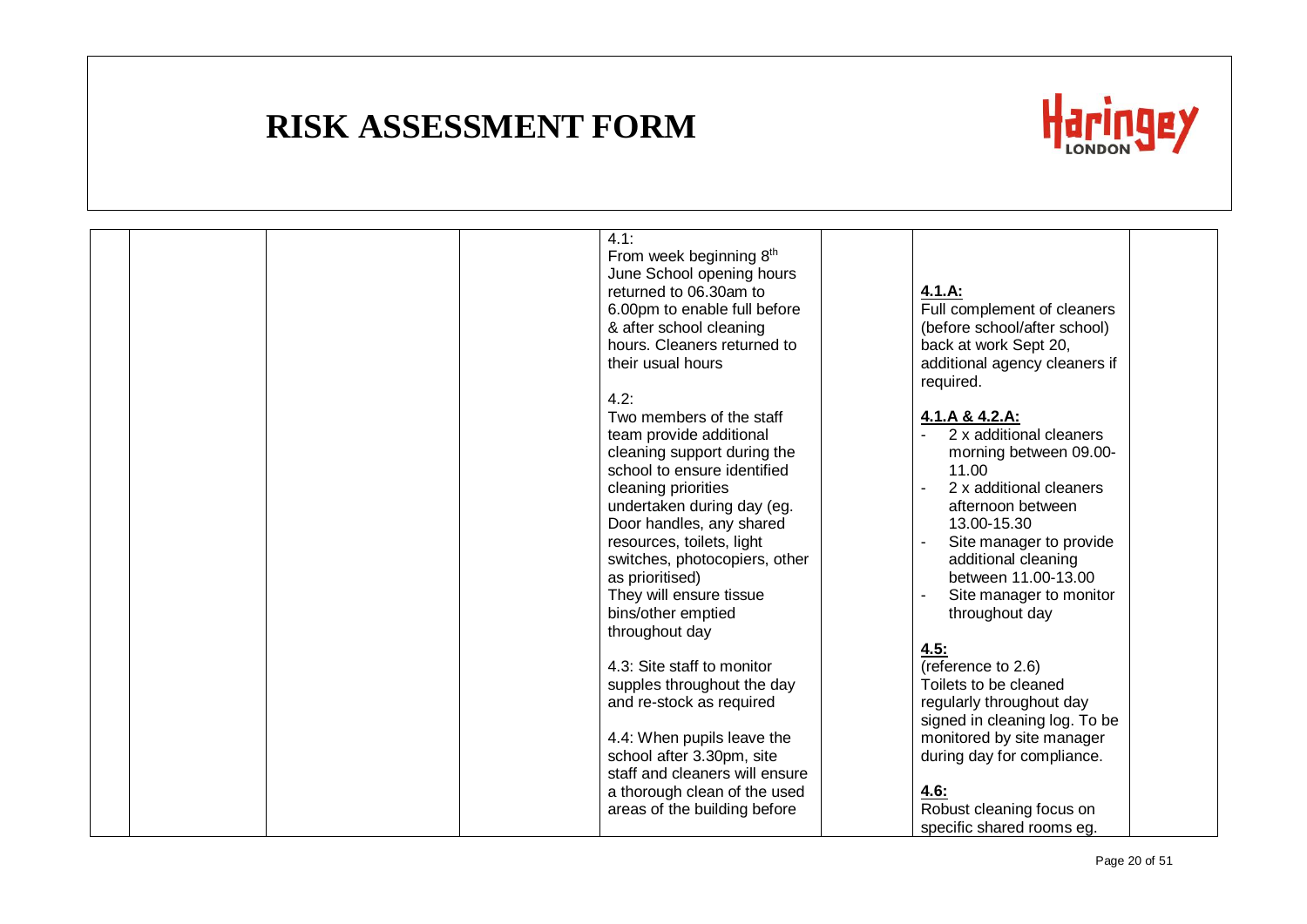# RISK ASSESSMENT FORM

| | | | | | | |
|---|---|---|---|---|---|---|
| | | | 4.1:<br>From week beginning 8th June School opening hours returned to 06.30am to 6.00pm to enable full before & after school cleaning hours. Cleaners returned to their usual hours<br><br>4.2:<br>Two members of the staff team provide additional cleaning support during the school to ensure identified cleaning priorities undertaken during day (eg. Door handles, any shared resources, toilets, light switches, photocopiers, other as prioritised)<br>They will ensure tissue bins/other emptied throughout day<br><br>4.3: Site staff to monitor supples throughout the day and re-stock as required<br><br>4.4: When pupils leave the school after 3.30pm, site staff and cleaners will ensure a thorough clean of the used areas of the building before | | **4.1.A:**<br>Full complement of cleaners (before school/after school) back at work Sept 20, additional agency cleaners if required.<br><br>**4.1.A & 4.2.A:**<br>- 2 x additional cleaners morning between 09.00-11.00<br>- 2 x additional cleaners afternoon between 13.00-15.30<br>- Site manager to provide additional cleaning between 11.00-13.00<br>- Site manager to monitor throughout day<br><br>**4.5:**<br>(reference to 2.6)<br>Toilets to be cleaned regularly throughout day signed in cleaning log. To be monitored by site manager during day for compliance.<br><br>**4.6:**<br>Robust cleaning focus on specific shared rooms eg. | |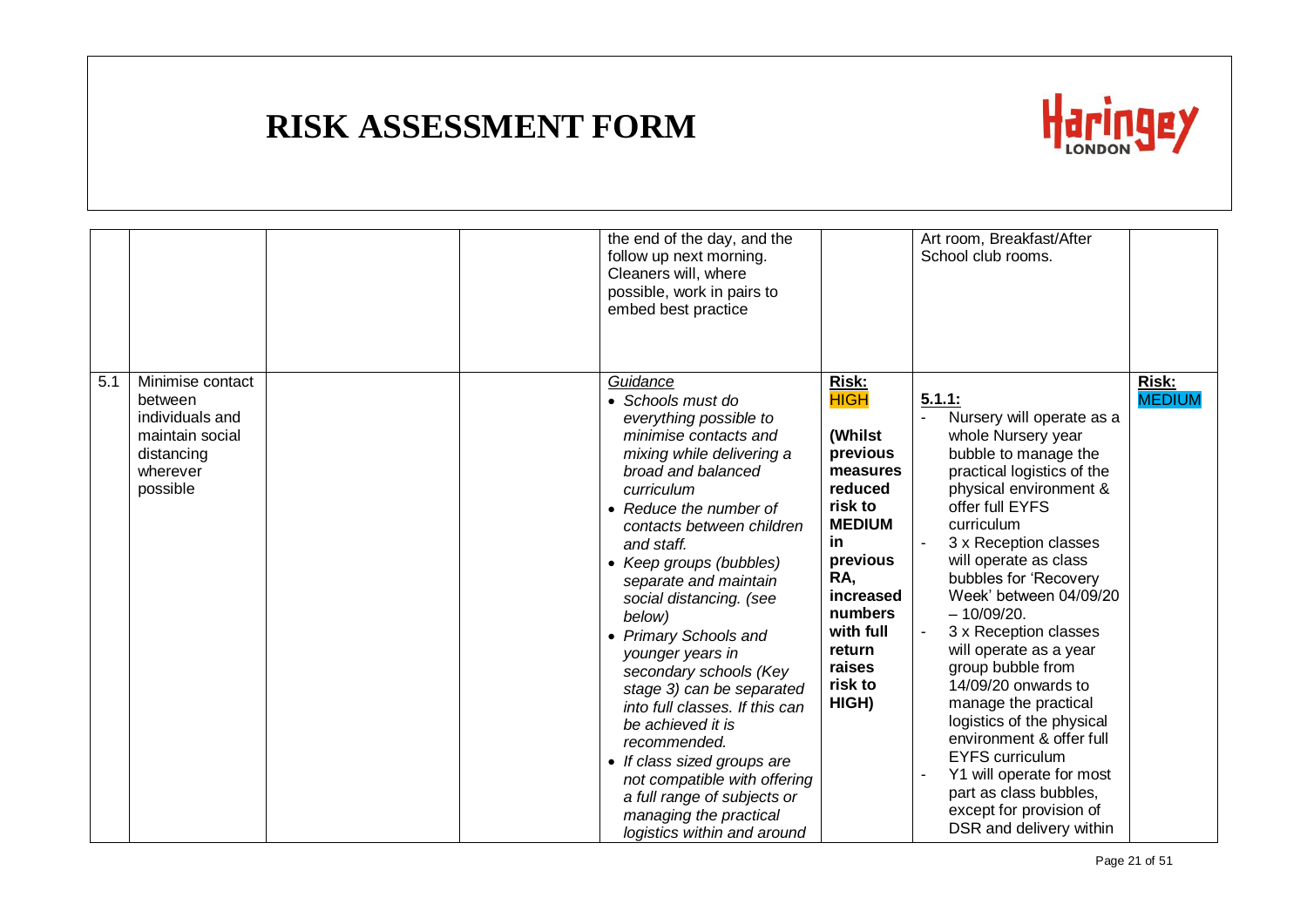# RISK ASSESSMENT FORM

| | | | | | | | |
|---|---|---|---|---|---|---|---|
| | | | | the end of the day, and the follow up next morning. Cleaners will, where possible, work in pairs to embed best practice | | Art room, Breakfast/After School club rooms. | |
| 5.1 | Minimise contact between individuals and maintain social distancing wherever possible | | | *Guidance*<br>• *Schools must do everything possible to minimise contacts and mixing while delivering a broad and balanced curriculum*<br>• *Reduce the number of contacts between children and staff.*<br>• *Keep groups (bubbles) separate and maintain social distancing. (see below)*<br>• *Primary Schools and younger years in secondary schools (Key stage 3) can be separated into full classes. If this can be achieved it is recommended.*<br>• *If class sized groups are not compatible with offering a full range of subjects or managing the practical logistics within and around* | **Risk:** **HIGH**<br>**(Whilst previous measures reduced risk to MEDIUM in previous RA, increased numbers with full return raises risk to HIGH)** | **5.1.1:**<br>- Nursery will operate as a whole Nursery year bubble to manage the practical logistics of the physical environment & offer full EYFS curriculum<br>- 3 x Reception classes will operate as class bubbles for 'Recovery Week' between 04/09/20 – 10/09/20.<br>- 3 x Reception classes will operate as a year group bubble from 14/09/20 onwards to manage the practical logistics of the physical environment & offer full EYFS curriculum<br>- Y1 will operate for most part as class bubbles, except for provision of DSR and delivery within | **Risk:** **MEDIUM** |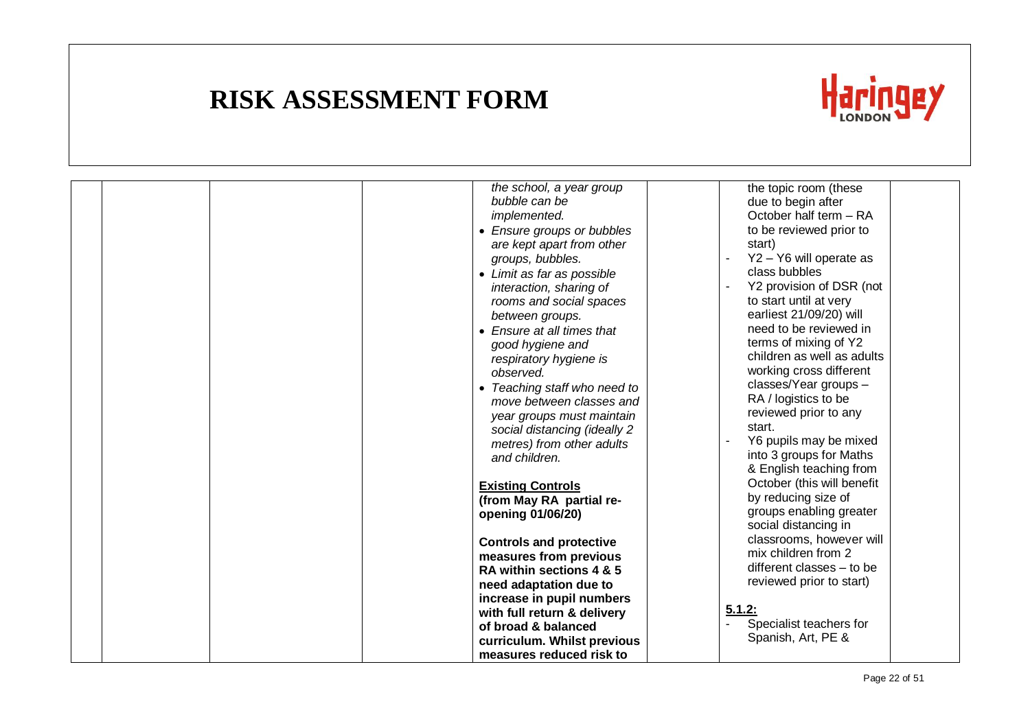# RISK ASSESSMENT FORM

| | | | | | | |
|---|---|---|---|---|---|---|
| | | | *the school, a year group bubble can be implemented.*<br>• *Ensure groups or bubbles are kept apart from other groups, bubbles.*<br>• *Limit as far as possible interaction, sharing of rooms and social spaces between groups.*<br>• *Ensure at all times that good hygiene and respiratory hygiene is observed.*<br>• *Teaching staff who need to move between classes and year groups must maintain social distancing (ideally 2 metres) from other adults and children.*<br><br>**<u>Existing Controls</u>**<br>**(from May RA partial re-opening 01/06/20)**<br><br>**Controls and protective measures from previous RA within sections 4 & 5 need adaptation due to increase in pupil numbers with full return & delivery of broad & balanced curriculum. Whilst previous measures reduced risk to** | | the topic room (these due to begin after October half term – RA to be reviewed prior to start)<br>- Y2 – Y6 will operate as class bubbles<br>- Y2 provision of DSR (not to start until at very earliest 21/09/20) will need to be reviewed in terms of mixing of Y2 children as well as adults working cross different classes/Year groups – RA / logistics to be reviewed prior to any start.<br>- Y6 pupils may be mixed into 3 groups for Maths & English teaching from October (this will benefit by reducing size of groups enabling greater social distancing in classrooms, however will mix children from 2 different classes – to be reviewed prior to start)<br><br>**<u>5.1.2:</u>**<br>- Specialist teachers for Spanish, Art, PE & | |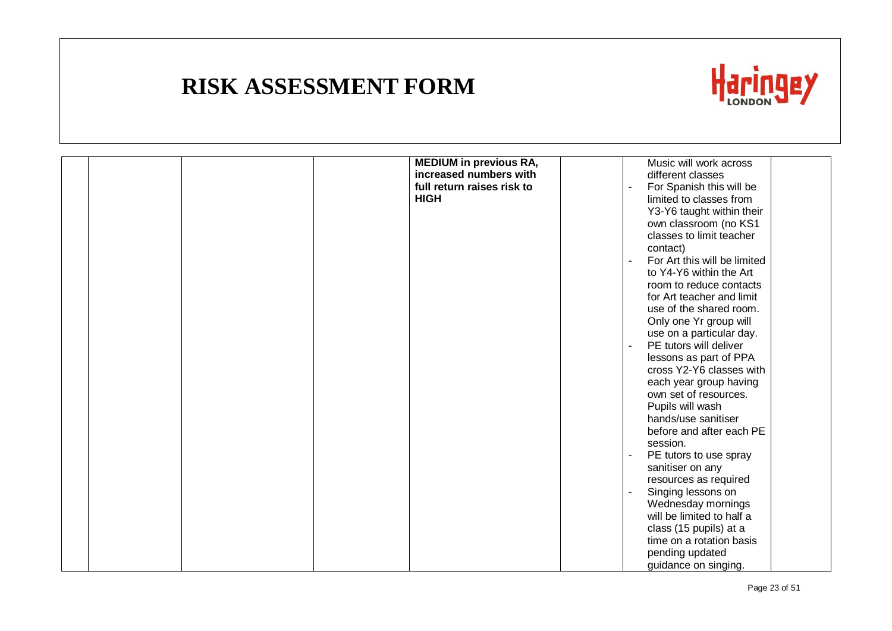# RISK ASSESSMENT FORM

| | | | | | | |
|---|---|---|---|---|---|---|
| | | | **MEDIUM in previous RA, increased numbers with full return raises risk to HIGH** | | Music will work across different classes<br>- For Spanish this will be limited to classes from Y3-Y6 taught within their own classroom (no KS1 classes to limit teacher contact)<br>- For Art this will be limited to Y4-Y6 within the Art room to reduce contacts for Art teacher and limit use of the shared room. Only one Yr group will use on a particular day.<br>- PE tutors will deliver lessons as part of PPA cross Y2-Y6 classes with each year group having own set of resources. Pupils will wash hands/use sanitiser before and after each PE session.<br>- PE tutors to use spray sanitiser on any resources as required<br>- Singing lessons on Wednesday mornings will be limited to half a class (15 pupils) at a time on a rotation basis pending updated guidance on singing. | |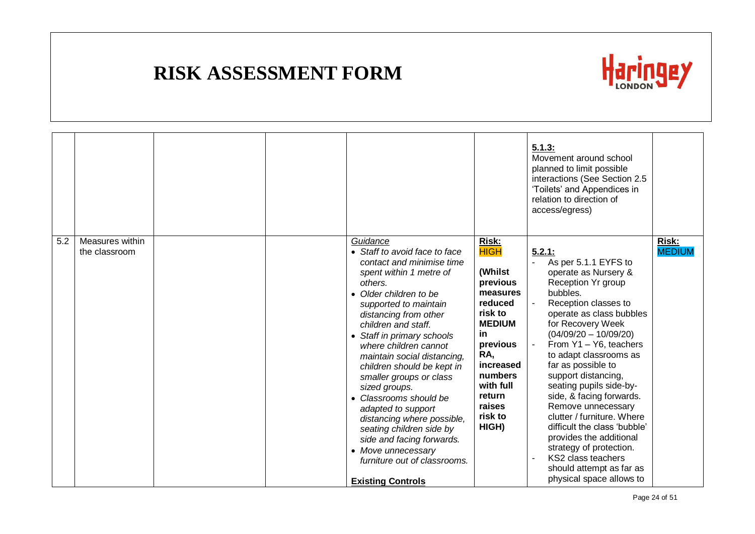# RISK ASSESSMENT FORM

| | | | | | | | |
|---|---|---|---|---|---|---|---|
| | | | | | | **5.1.3:** Movement around school planned to limit possible interactions (See Section 2.5 'Toilets' and Appendices in relation to direction of access/egress) | |
| 5.2 | Measures within the classroom | | | *Guidance*<br>• *Staff to avoid face to face contact and minimise time spent within 1 metre of others.*<br>• *Older children to be supported to maintain distancing from other children and staff.*<br>• *Staff in primary schools where children cannot maintain social distancing, children should be kept in smaller groups or class sized groups.*<br>• *Classrooms should be adapted to support distancing where possible, seating children side by side and facing forwards.*<br>• *Move unnecessary furniture out of classrooms.*<br><br>**Existing Controls** | **Risk: HIGH**<br><br>**(Whilst previous measures reduced risk to MEDIUM in previous RA, increased numbers with full return raises risk to HIGH)** | **5.2.1:**<br>- As per 5.1.1 EYFS to operate as Nursery & Reception Yr group bubbles.<br>- Reception classes to operate as class bubbles for Recovery Week (04/09/20 – 10/09/20)<br>- From Y1 – Y6, teachers to adapt classrooms as far as possible to support distancing, seating pupils side-by-side, & facing forwards. Remove unnecessary clutter / furniture. Where difficult the class 'bubble' provides the additional strategy of protection.<br>- KS2 class teachers should attempt as far as physical space allows to | **Risk: MEDIUM** |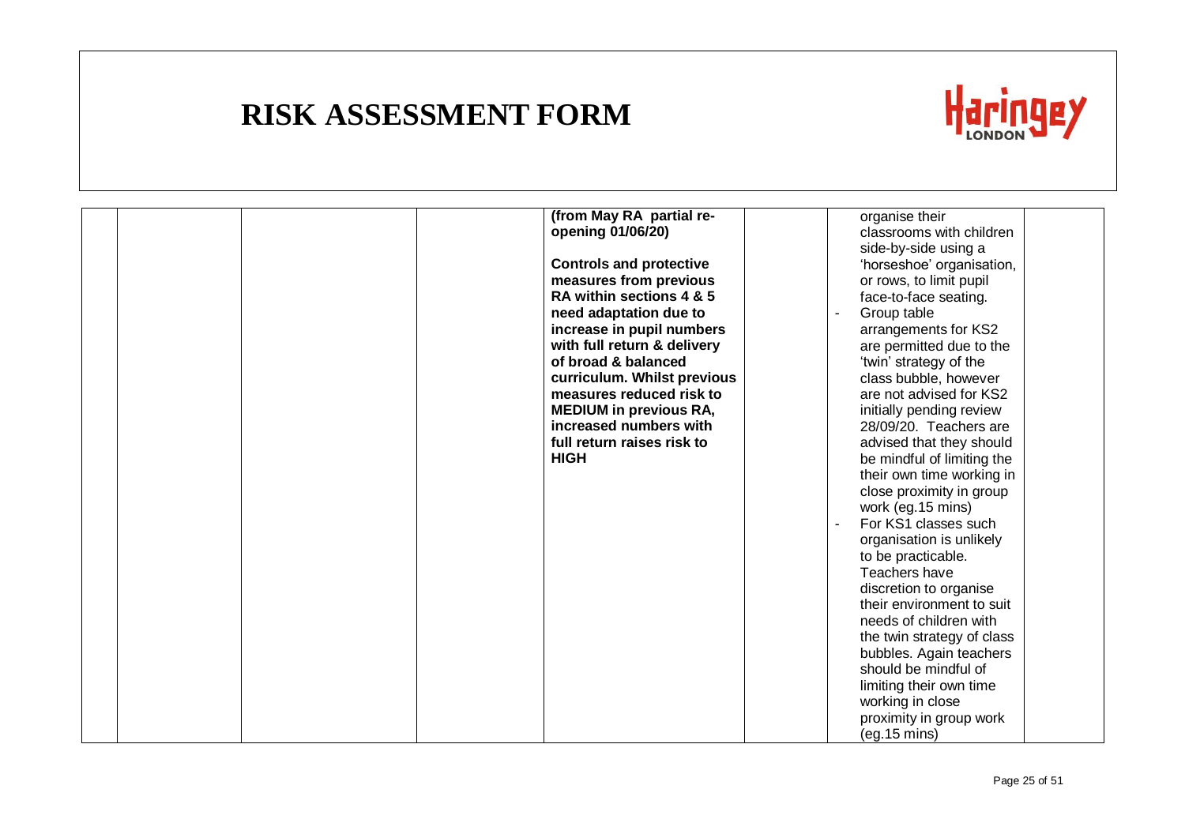# RISK ASSESSMENT FORM

| | | | | | | |
|---|---|---|---|---|---|---|
| | | | **(from May RA partial re-opening 01/06/20)**<br><br>**Controls and protective measures from previous RA within sections 4 & 5 need adaptation due to increase in pupil numbers with full return & delivery of broad & balanced curriculum. Whilst previous measures reduced risk to MEDIUM in previous RA, increased numbers with full return raises risk to HIGH** | | organise their classrooms with children side-by-side using a 'horseshoe' organisation, or rows, to limit pupil face-to-face seating.<br>- Group table arrangements for KS2 are permitted due to the 'twin' strategy of the class bubble, however are not advised for KS2 initially pending review 28/09/20. Teachers are advised that they should be mindful of limiting the their own time working in close proximity in group work (eg.15 mins)<br>- For KS1 classes such organisation is unlikely to be practicable. Teachers have discretion to organise their environment to suit needs of children with the twin strategy of class bubbles. Again teachers should be mindful of limiting their own time working in close proximity in group work (eg.15 mins) | |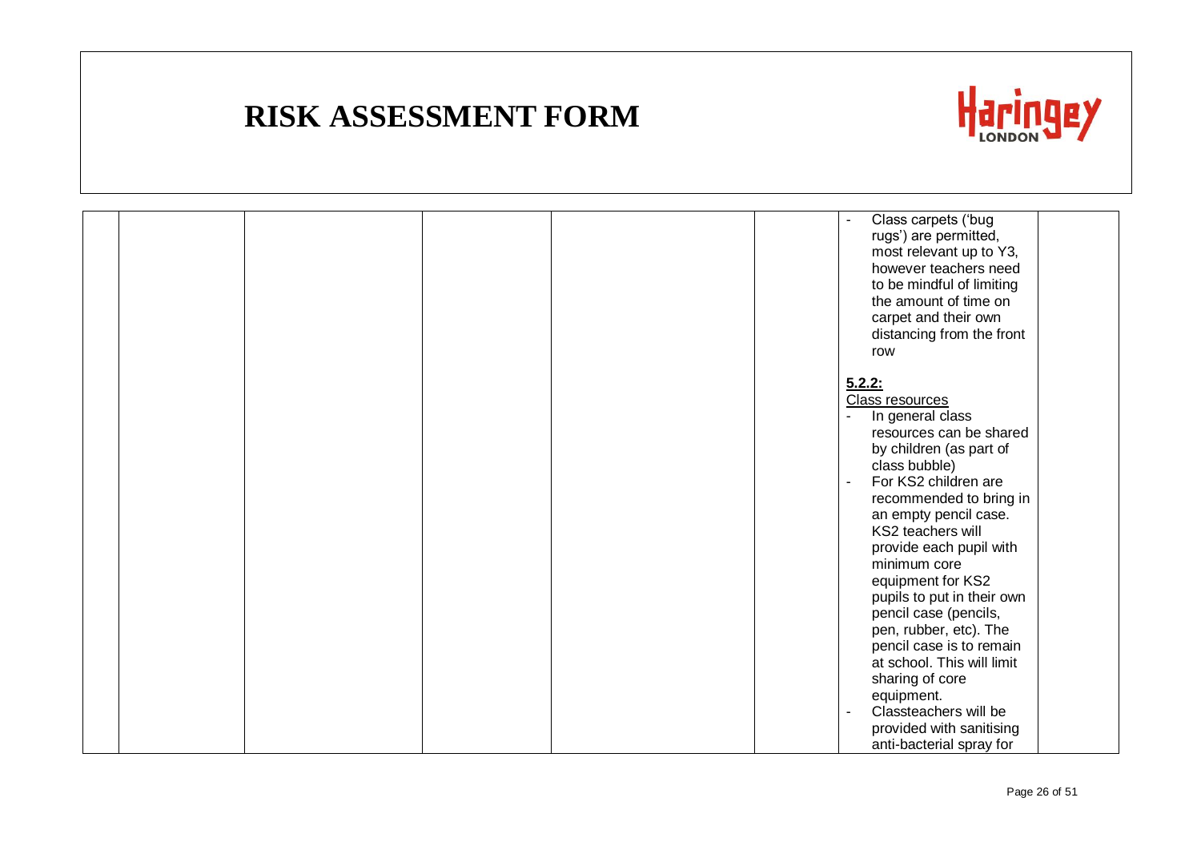# RISK ASSESSMENT FORM

| | | | | | | | |
|---|---|---|---|---|---|---|---|
| | | | | | | - Class carpets ('bug rugs') are permitted, most relevant up to Y3, however teachers need to be mindful of limiting the amount of time on carpet and their own distancing from the front row<br><br>**5.2.2:**<br>Class resources<br>- In general class resources can be shared by children (as part of class bubble)<br>- For KS2 children are recommended to bring in an empty pencil case. KS2 teachers will provide each pupil with minimum core equipment for KS2 pupils to put in their own pencil case (pencils, pen, rubber, etc). The pencil case is to remain at school. This will limit sharing of core equipment.<br>- Classteachers will be provided with sanitising anti-bacterial spray for | |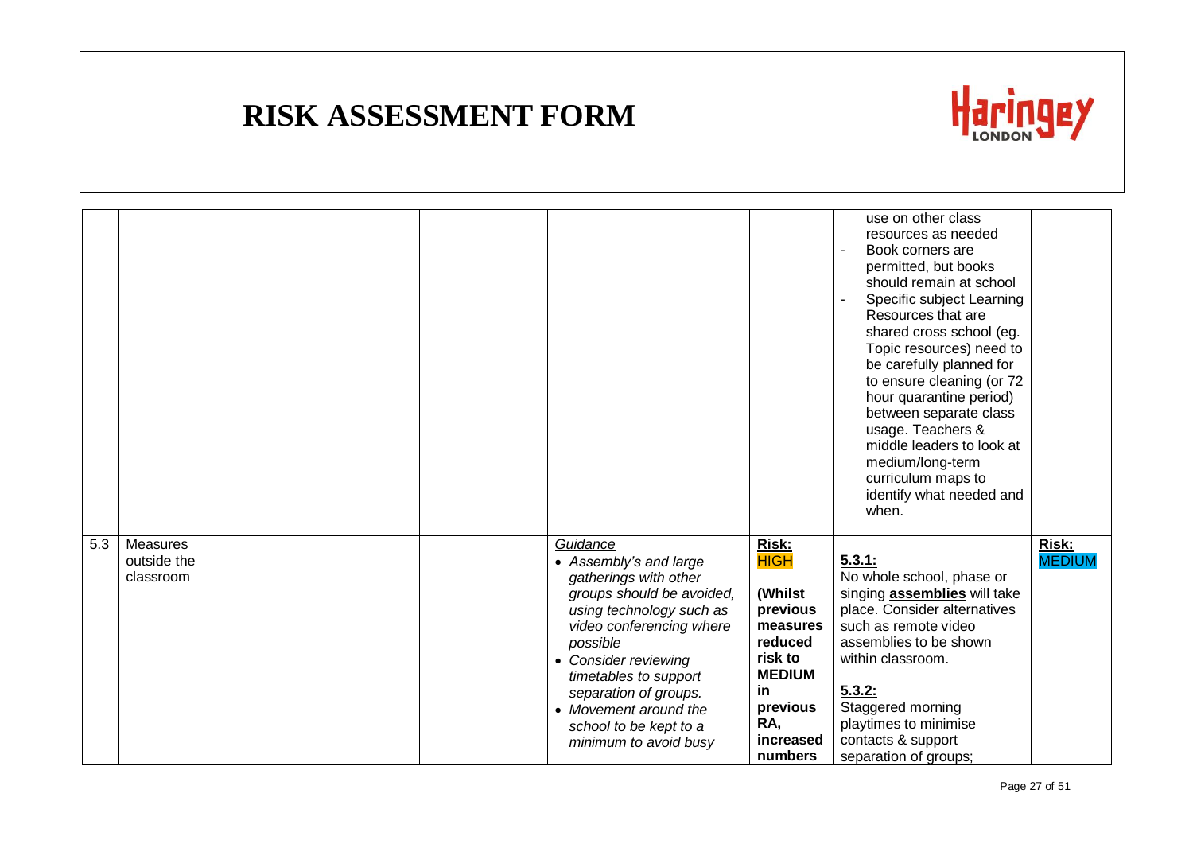# RISK ASSESSMENT FORM

| | | | | | | | |
|---|---|---|---|---|---|---|---|
| | | | | | | use on other class resources as needed<br>- Book corners are permitted, but books should remain at school<br>- Specific subject Learning Resources that are shared cross school (eg. Topic resources) need to be carefully planned for to ensure cleaning (or 72 hour quarantine period) between separate class usage. Teachers & middle leaders to look at medium/long-term curriculum maps to identify what needed and when. | |
| 5.3 | Measures outside the classroom | | | *Guidance*<br>• *Assembly's and large gatherings with other groups should be avoided, using technology such as video conferencing where possible*<br>• *Consider reviewing timetables to support separation of groups.*<br>• *Movement around the school to be kept to a minimum to avoid busy* | **Risk:** HIGH<br><br>**(Whilst previous measures reduced risk to MEDIUM in previous RA, increased numbers** | **5.3.1:**<br>No whole school, phase or singing **assemblies** will take place. Consider alternatives such as remote video assemblies to be shown within classroom.<br><br>**5.3.2:**<br>Staggered morning playtimes to minimise contacts & support separation of groups; | **Risk:** MEDIUM |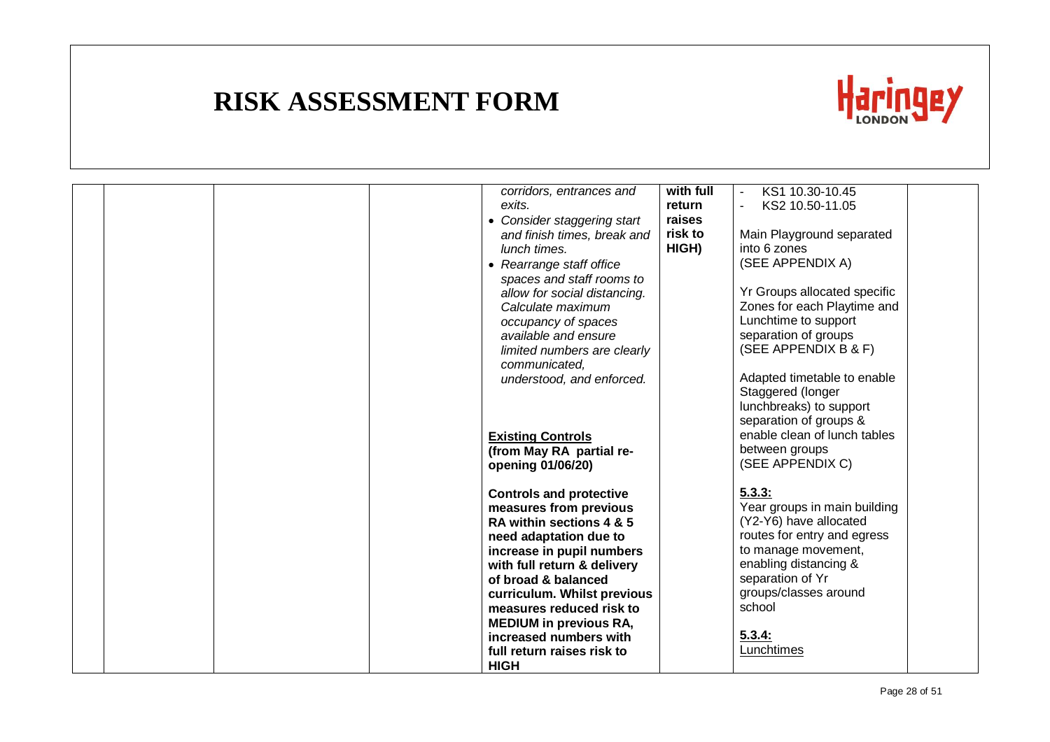# RISK ASSESSMENT FORM

| | | | | | | |
|---|---|---|---|---|---|---|
| | | | *corridors, entrances and exits.*<br>• *Consider staggering start and finish times, break and lunch times.*<br>• *Rearrange staff office spaces and staff rooms to allow for social distancing. Calculate maximum occupancy of spaces available and ensure limited numbers are clearly communicated, understood, and enforced.*<br><br>**Existing Controls (from May RA partial re-opening 01/06/20)**<br><br>**Controls and protective measures from previous RA within sections 4 & 5 need adaptation due to increase in pupil numbers with full return & delivery of broad & balanced curriculum. Whilst previous measures reduced risk to MEDIUM in previous RA, increased numbers with full return raises risk to HIGH** | **with full return raises risk to HIGH)** | - KS1 10.30-10.45<br>- KS2 10.50-11.05<br><br>Main Playground separated into 6 zones<br>(SEE APPENDIX A)<br><br>Yr Groups allocated specific Zones for each Playtime and Lunchtime to support separation of groups<br>(SEE APPENDIX B & F)<br><br>Adapted timetable to enable Staggered (longer lunchbreaks) to support separation of groups & enable clean of lunch tables between groups<br>(SEE APPENDIX C)<br><br>**5.3.3:**<br>Year groups in main building (Y2-Y6) have allocated routes for entry and egress to manage movement, enabling distancing & separation of Yr groups/classes around school<br><br>**5.3.4:**<br>Lunchtimes | |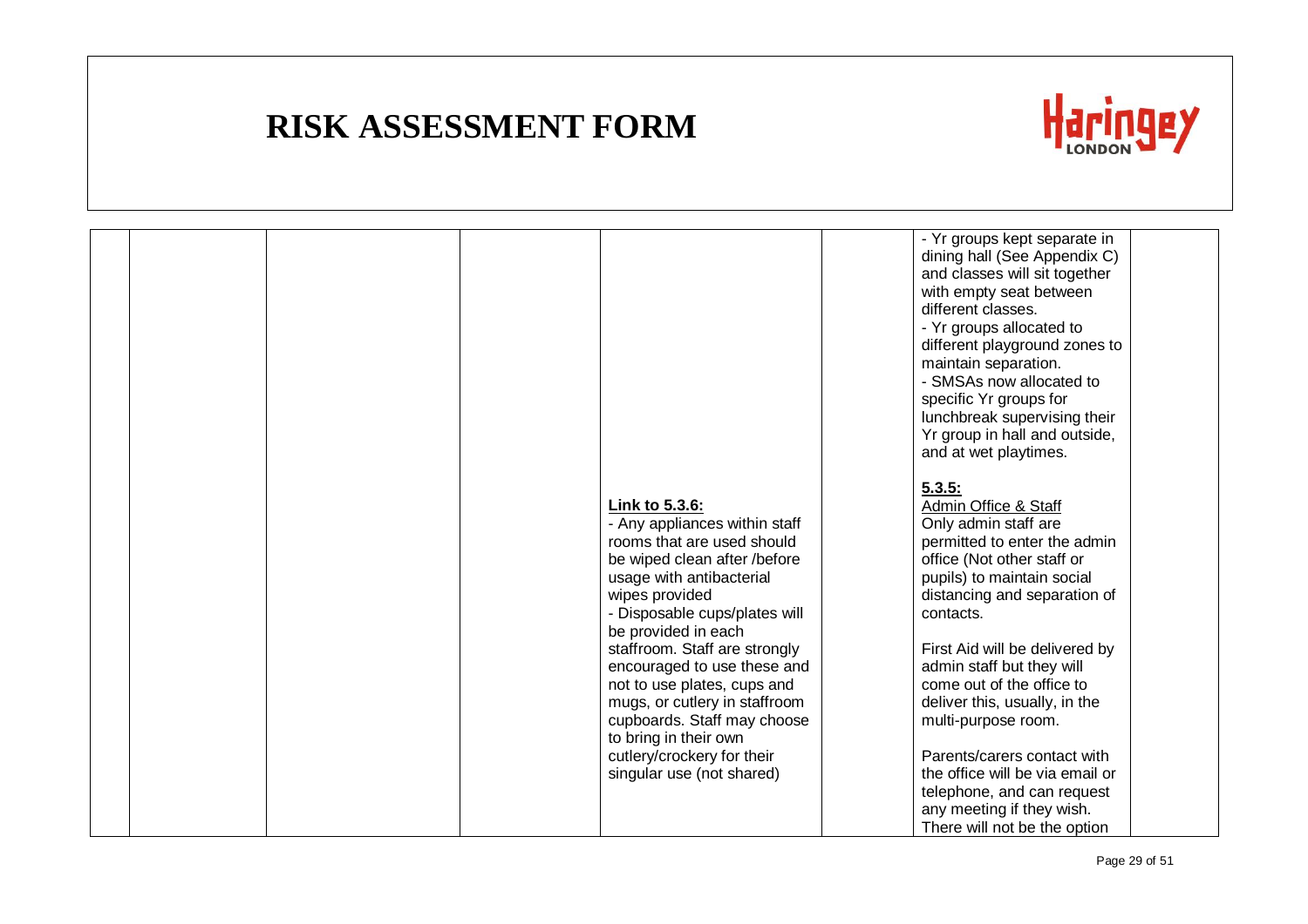# RISK ASSESSMENT FORM

| | | | | | | |
|---|---|---|---|---|---|---|
| | | | **Link to 5.3.6:**<br>- Any appliances within staff rooms that are used should be wiped clean after /before usage with antibacterial wipes provided<br>- Disposable cups/plates will be provided in each staffroom. Staff are strongly encouraged to use these and not to use plates, cups and mugs, or cutlery in staffroom cupboards. Staff may choose to bring in their own cutlery/crockery for their singular use (not shared) | | - Yr groups kept separate in dining hall (See Appendix C) and classes will sit together with empty seat between different classes.<br>- Yr groups allocated to different playground zones to maintain separation.<br>- SMSAs now allocated to specific Yr groups for lunchbreak supervising their Yr group in hall and outside, and at wet playtimes.<br><br>**5.3.5:**<br>Admin Office & Staff<br>Only admin staff are permitted to enter the admin office (Not other staff or pupils) to maintain social distancing and separation of contacts.<br><br>First Aid will be delivered by admin staff but they will come out of the office to deliver this, usually, in the multi-purpose room.<br><br>Parents/carers contact with the office will be via email or telephone, and can request any meeting if they wish. There will not be the option | |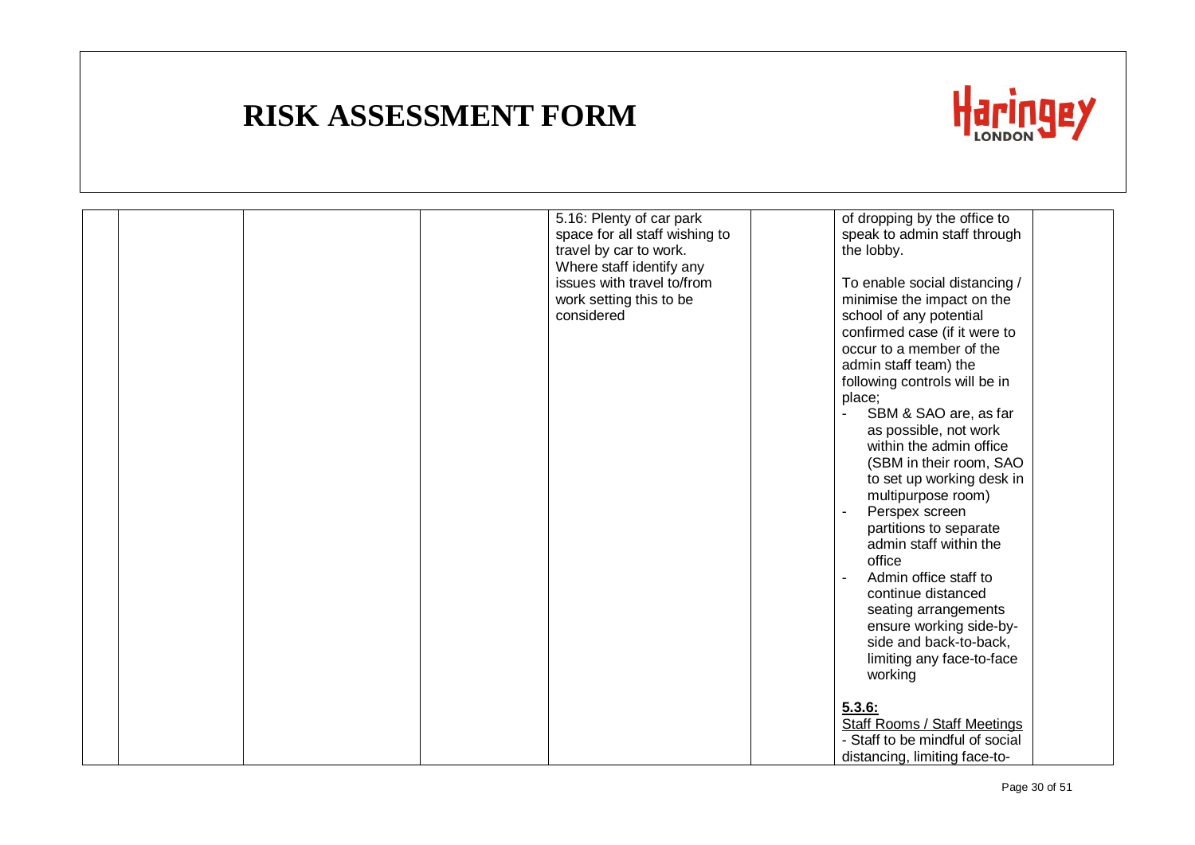# RISK ASSESSMENT FORM

| | | | | | | |
|---|---|---|---|---|---|---|
| | | | 5.16: Plenty of car park space for all staff wishing to travel by car to work. Where staff identify any issues with travel to/from work setting this to be considered | | of dropping by the office to speak to admin staff through the lobby.<br><br>To enable social distancing / minimise the impact on the school of any potential confirmed case (if it were to occur to a member of the admin staff team) the following controls will be in place;<br>- SBM & SAO are, as far as possible, not work within the admin office (SBM in their room, SAO to set up working desk in multipurpose room)<br>- Perspex screen partitions to separate admin staff within the office<br>- Admin office staff to continue distanced seating arrangements ensure working side-by-side and back-to-back, limiting any face-to-face working<br><br>**5.3.6:**<br>Staff Rooms / Staff Meetings<br>- Staff to be mindful of social distancing, limiting face-to- | |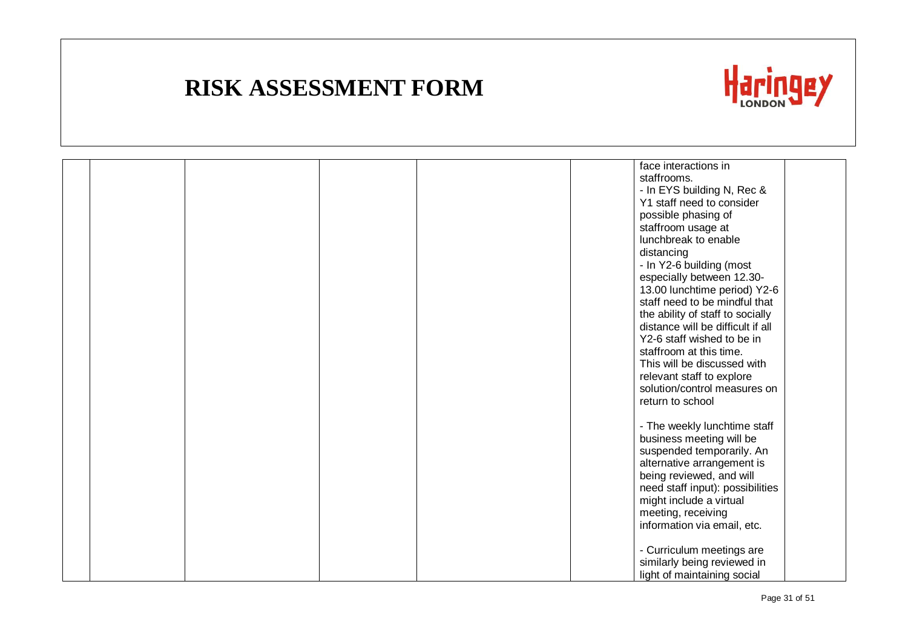# RISK ASSESSMENT FORM

| | | | | | | | |
|---|---|---|---|---|---|---|---|
| | | | | | | face interactions in staffrooms.<br>- In EYS building N, Rec & Y1 staff need to consider possible phasing of staffroom usage at lunchbreak to enable distancing<br>- In Y2-6 building (most especially between 12.30-13.00 lunchtime period) Y2-6 staff need to be mindful that the ability of staff to socially distance will be difficult if all Y2-6 staff wished to be in staffroom at this time.<br>This will be discussed with relevant staff to explore solution/control measures on return to school<br><br>- The weekly lunchtime staff business meeting will be suspended temporarily. An alternative arrangement is being reviewed, and will need staff input): possibilities might include a virtual meeting, receiving information via email, etc.<br><br>- Curriculum meetings are similarly being reviewed in light of maintaining social | |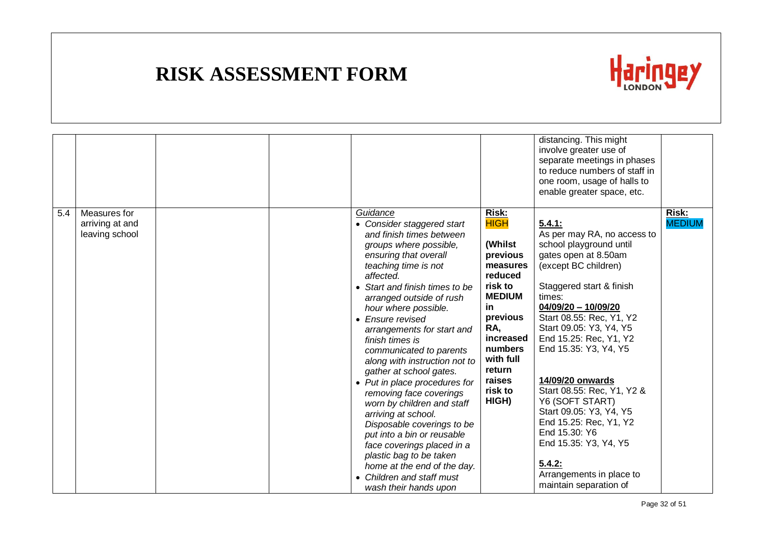# RISK ASSESSMENT FORM

| | | | | | | | |
|---|---|---|---|---|---|---|---|
| | | | | | | distancing. This might involve greater use of separate meetings in phases to reduce numbers of staff in one room, usage of halls to enable greater space, etc. | |
| 5.4 | Measures for arriving at and leaving school | | | *Guidance*<br>• *Consider staggered start and finish times between groups where possible, ensuring that overall teaching time is not affected.*<br>• *Start and finish times to be arranged outside of rush hour where possible.*<br>• *Ensure revised arrangements for start and finish times is communicated to parents along with instruction not to gather at school gates.*<br>• *Put in place procedures for removing face coverings worn by children and staff arriving at school. Disposable coverings to be put into a bin or reusable face coverings placed in a plastic bag to be taken home at the end of the day.*<br>• *Children and staff must wash their hands upon* | **Risk:** HIGH<br><br>**(Whilst previous measures reduced risk to MEDIUM in previous RA, increased numbers with full return raises risk to HIGH)** | **5.4.1:**<br>As per may RA, no access to school playground until gates open at 8.50am (except BC children)<br><br>Staggered start & finish times:<br>**04/09/20 – 10/09/20**<br>Start 08.55: Rec, Y1, Y2<br>Start 09.05: Y3, Y4, Y5<br>End 15.25: Rec, Y1, Y2<br>End 15.35: Y3, Y4, Y5<br><br>**14/09/20 onwards**<br>Start 08.55: Rec, Y1, Y2 & Y6 (SOFT START)<br>Start 09.05: Y3, Y4, Y5<br>End 15.25: Rec, Y1, Y2<br>End 15.30: Y6<br>End 15.35: Y3, Y4, Y5<br><br>**5.4.2:**<br>Arrangements in place to maintain separation of | **Risk:** MEDIUM |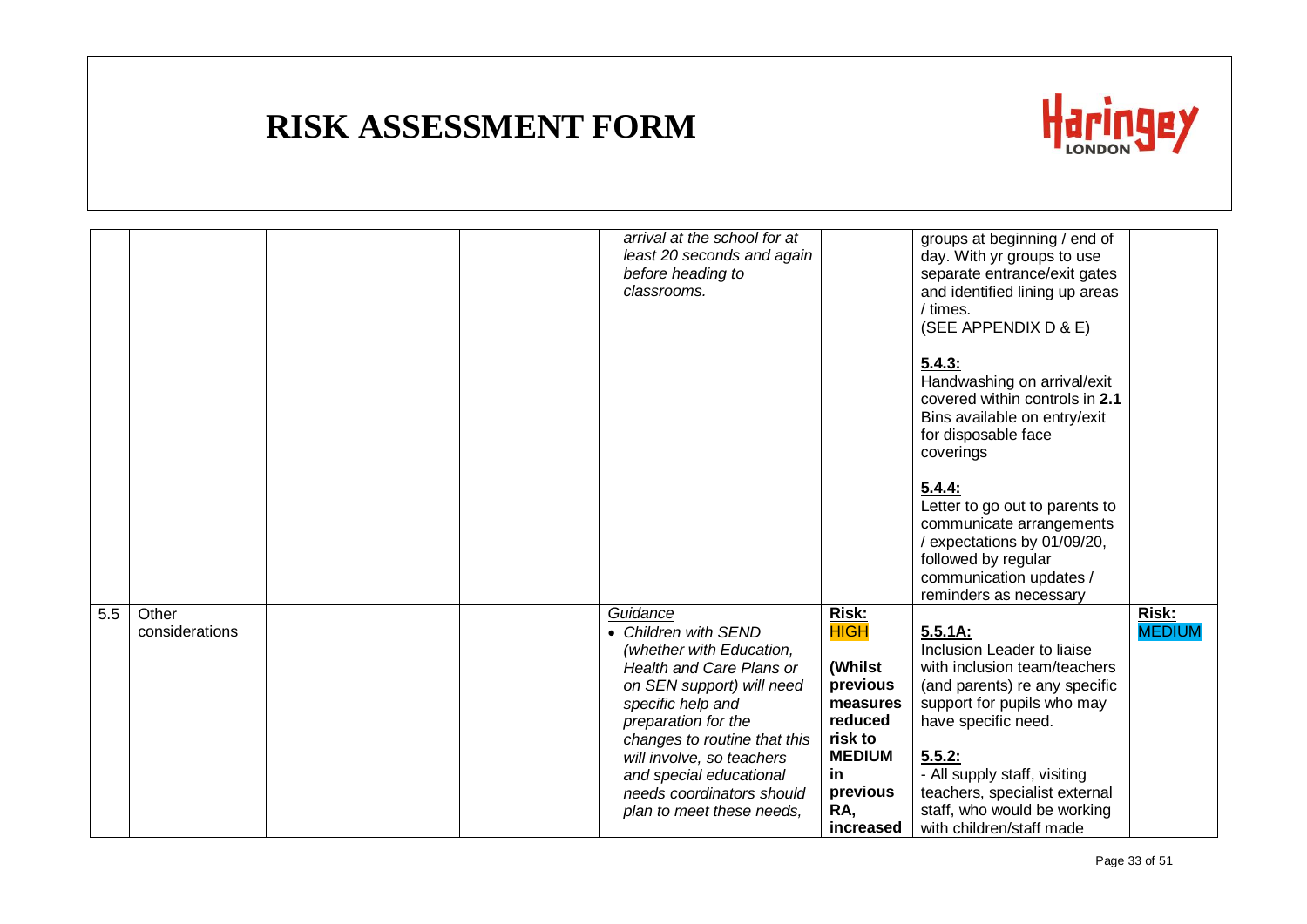# RISK ASSESSMENT FORM

| | | | | | | | |
|---|---|---|---|---|---|---|---|
| | | | | *arrival at the school for at least 20 seconds and again before heading to classrooms.* | | groups at beginning / end of day. With yr groups to use separate entrance/exit gates and identified lining up areas / times. (SEE APPENDIX D & E)<br><br>**5.4.3:**<br>Handwashing on arrival/exit covered within controls in **2.1** Bins available on entry/exit for disposable face coverings<br><br>**5.4.4:**<br>Letter to go out to parents to communicate arrangements / expectations by 01/09/20, followed by regular communication updates / reminders as necessary | |
| 5.5 | Other considerations | | | *Guidance*<br>• *Children with SEND (whether with Education, Health and Care Plans or on SEN support) will need specific help and preparation for the changes to routine that this will involve, so teachers and special educational needs coordinators should plan to meet these needs,* | **Risk:** **HIGH**<br><br>**(Whilst previous measures reduced risk to MEDIUM in previous RA, increased** | **5.5.1A:**<br>Inclusion Leader to liaise with inclusion team/teachers (and parents) re any specific support for pupils who may have specific need.<br><br>**5.5.2:**<br>- All supply staff, visiting teachers, specialist external staff, who would be working with children/staff made | **Risk:** **MEDIUM** |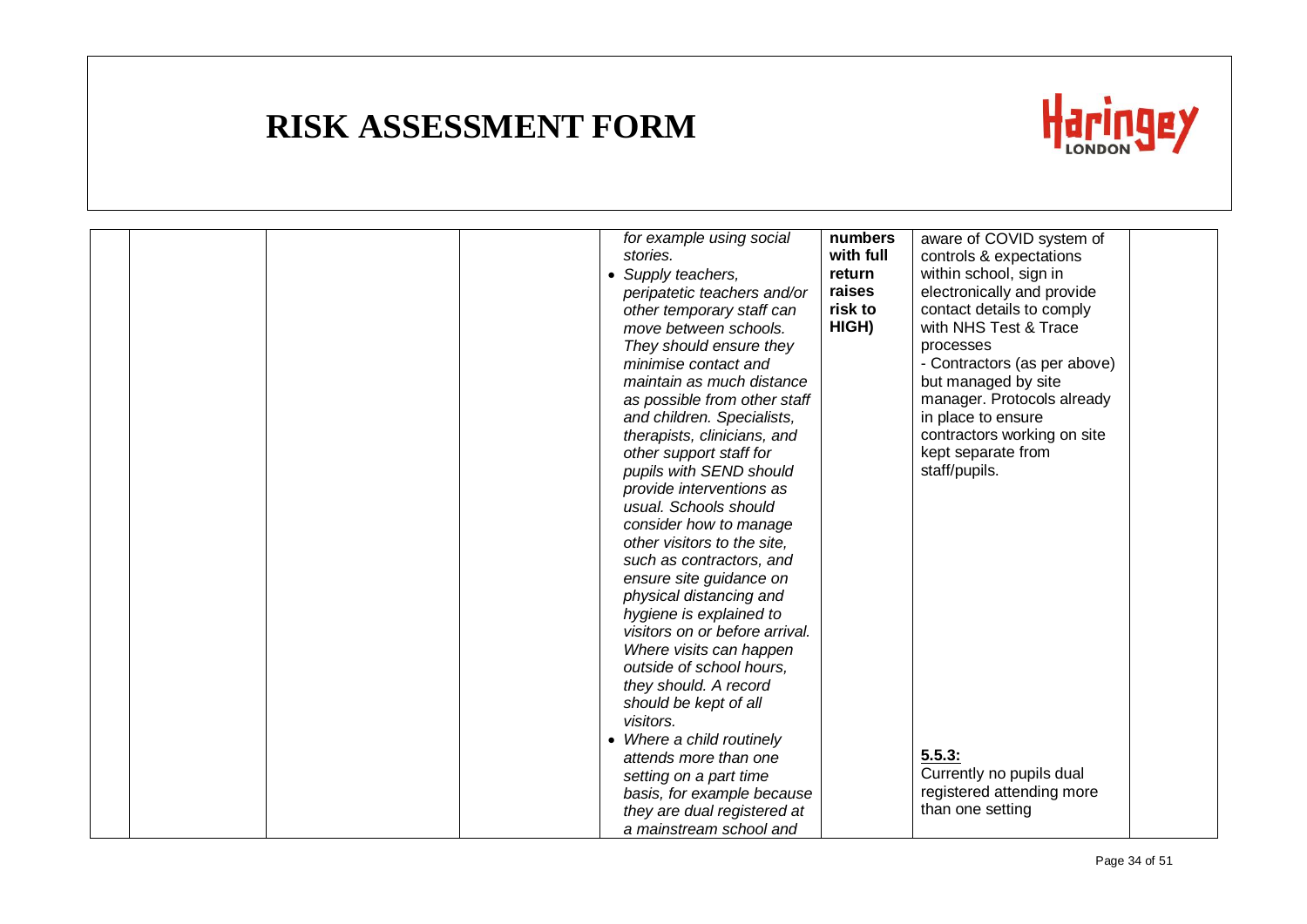# RISK ASSESSMENT FORM

| | | | | | | |
|---|---|---|---|---|---|---|
| | | | *for example using social stories.*<br>• *Supply teachers, peripatetic teachers and/or other temporary staff can move between schools. They should ensure they minimise contact and maintain as much distance as possible from other staff and children. Specialists, therapists, clinicians, and other support staff for pupils with SEND should provide interventions as usual. Schools should consider how to manage other visitors to the site, such as contractors, and ensure site guidance on physical distancing and hygiene is explained to visitors on or before arrival. Where visits can happen outside of school hours, they should. A record should be kept of all visitors.*<br>• *Where a child routinely attends more than one setting on a part time basis, for example because they are dual registered at a mainstream school and* | **numbers with full return raises risk to HIGH)** | aware of COVID system of controls & expectations within school, sign in electronically and provide contact details to comply with NHS Test & Trace processes<br>- Contractors (as per above) but managed by site manager. Protocols already in place to ensure contractors working on site kept separate from staff/pupils.<br><br>**<u>5.5.3:</u>**<br>Currently no pupils dual registered attending more than one setting | |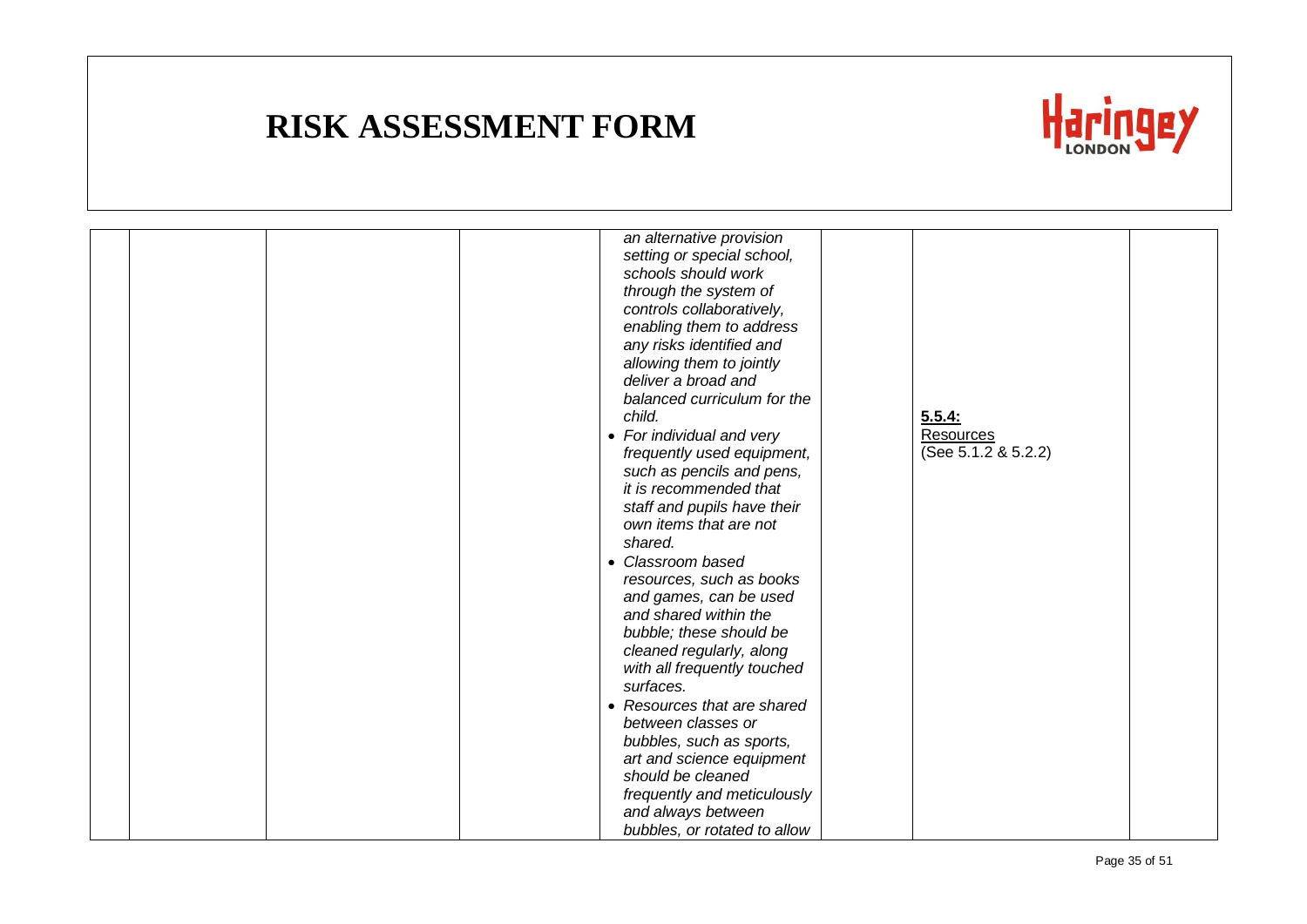# RISK ASSESSMENT FORM

Haringey LONDON

| | | | | | | |
|---|---|---|---|---|---|---|
| | | | *an alternative provision setting or special school, schools should work through the system of controls collaboratively, enabling them to address any risks identified and allowing them to jointly deliver a broad and balanced curriculum for the child.*<br>• *For individual and very frequently used equipment, such as pencils and pens, it is recommended that staff and pupils have their own items that are not shared.*<br>• *Classroom based resources, such as books and games, can be used and shared within the bubble; these should be cleaned regularly, along with all frequently touched surfaces.*<br>• *Resources that are shared between classes or bubbles, such as sports, art and science equipment should be cleaned frequently and meticulously and always between bubbles, or rotated to allow* | | **5.5.4:**<br>Resources<br>(See 5.1.2 & 5.2.2) | |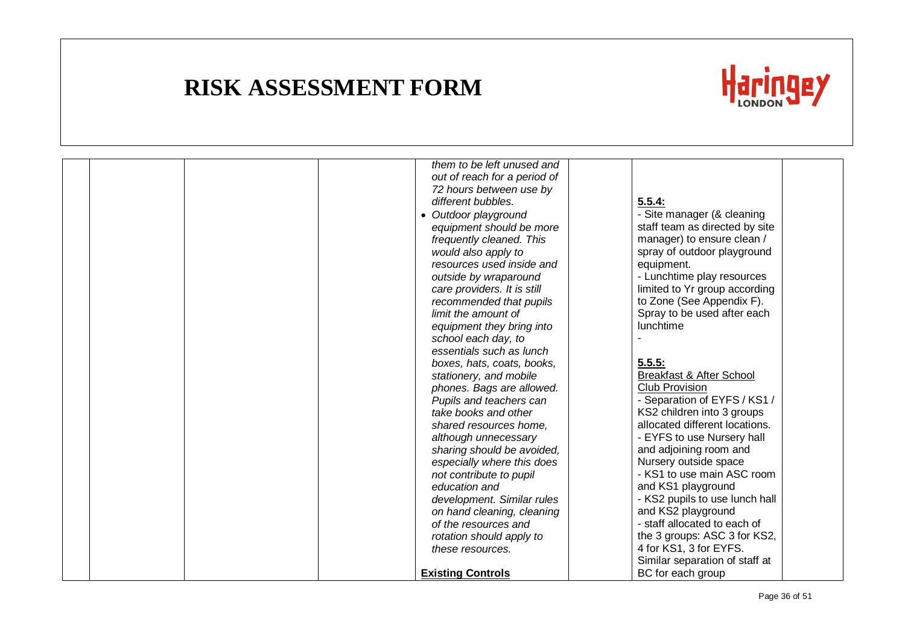# RISK ASSESSMENT FORM

| | | | | | | |
|---|---|---|---|---|---|---|
| | | | *them to be left unused and out of reach for a period of 72 hours between use by different bubbles.*<br>• *Outdoor playground equipment should be more frequently cleaned. This would also apply to resources used inside and outside by wraparound care providers. It is still recommended that pupils limit the amount of equipment they bring into school each day, to essentials such as lunch boxes, hats, coats, books, stationery, and mobile phones. Bags are allowed. Pupils and teachers can take books and other shared resources home, although unnecessary sharing should be avoided, especially where this does not contribute to pupil education and development. Similar rules on hand cleaning, cleaning of the resources and rotation should apply to these resources.*<br><br>**<u>Existing Controls</u>** | | **<u>5.5.4:</u>**<br>- Site manager (& cleaning staff team as directed by site manager) to ensure clean / spray of outdoor playground equipment.<br>- Lunchtime play resources limited to Yr group according to Zone (See Appendix F). Spray to be used after each lunchtime<br>-<br><br>**<u>5.5.5:</u>**<br><u>Breakfast & After School Club Provision</u><br>- Separation of EYFS / KS1 / KS2 children into 3 groups allocated different locations.<br>- EYFS to use Nursery hall and adjoining room and Nursery outside space<br>- KS1 to use main ASC room and KS1 playground<br>- KS2 pupils to use lunch hall and KS2 playground<br>- staff allocated to each of the 3 groups: ASC 3 for KS2, 4 for KS1, 3 for EYFS. Similar separation of staff at BC for each group | |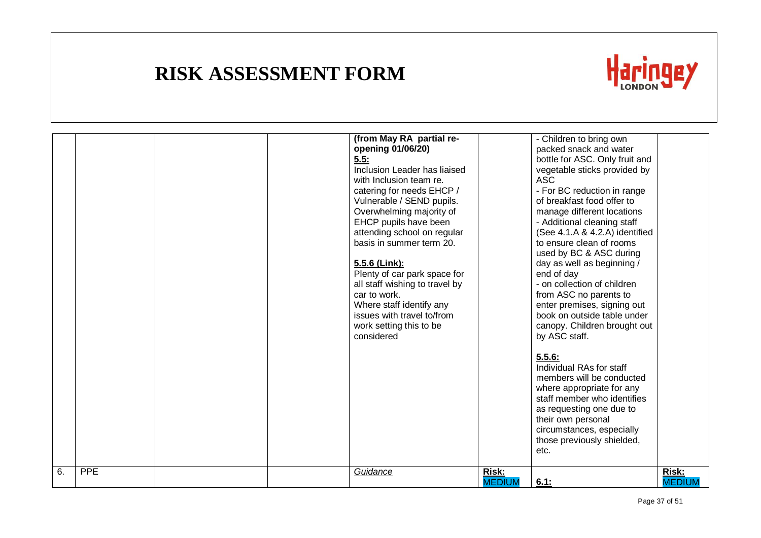# RISK ASSESSMENT FORM

| | | | | | | | |
|---|---|---|---|---|---|---|---|
| | | | | **(from May RA partial re-opening 01/06/20)**<br>**5.5:**<br>Inclusion Leader has liaised with Inclusion team re. catering for needs EHCP / Vulnerable / SEND pupils. Overwhelming majority of EHCP pupils have been attending school on regular basis in summer term 20.<br><br>**5.5.6 (Link):**<br>Plenty of car park space for all staff wishing to travel by car to work.<br>Where staff identify any issues with travel to/from work setting this to be considered | | - Children to bring own packed snack and water bottle for ASC. Only fruit and vegetable sticks provided by ASC<br>- For BC reduction in range of breakfast food offer to manage different locations<br>- Additional cleaning staff (See 4.1.A & 4.2.A) identified to ensure clean of rooms used by BC & ASC during day as well as beginning / end of day<br>- on collection of children from ASC no parents to enter premises, signing out book on outside table under canopy. Children brought out by ASC staff.<br><br>**5.5.6:**<br>Individual RAs for staff members will be conducted where appropriate for any staff member who identifies as requesting one due to their own personal circumstances, especially those previously shielded, etc. | |
| 6. | PPE | | | *Guidance* | **Risk:** MEDIUM | **6.1:** | **Risk:** MEDIUM |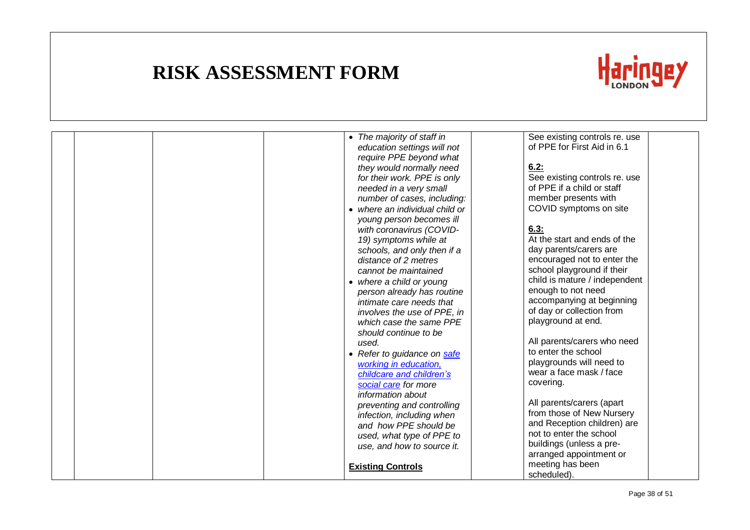# RISK ASSESSMENT FORM

Haringey LONDON

| | | | | | | |
|---|---|---|---|---|---|---|
| | | | • *The majority of staff in education settings will not require PPE beyond what they would normally need for their work. PPE is only needed in a very small number of cases, including:*<br>• *where an individual child or young person becomes ill with coronavirus (COVID-19) symptoms while at schools, and only then if a distance of 2 metres cannot be maintained*<br>• *where a child or young person already has routine intimate care needs that involves the use of PPE, in which case the same PPE should continue to be used.*<br>• *Refer to guidance on [safe working in education, childcare and children's social care](safe working in education, childcare and children's social care) for more information about preventing and controlling infection, including when and how PPE should be used, what type of PPE to use, and how to source it.*<br><br>**Existing Controls** | | See existing controls re. use of PPE for First Aid in 6.1<br><br>**6.2:**<br>See existing controls re. use of PPE if a child or staff member presents with COVID symptoms on site<br><br>**6.3:**<br>At the start and ends of the day parents/carers are encouraged not to enter the school playground if their child is mature / independent enough to not need accompanying at beginning of day or collection from playground at end.<br><br>All parents/carers who need to enter the school playgrounds will need to wear a face mask / face covering.<br><br>All parents/carers (apart from those of New Nursery and Reception children) are not to enter the school buildings (unless a pre-arranged appointment or meeting has been scheduled). | |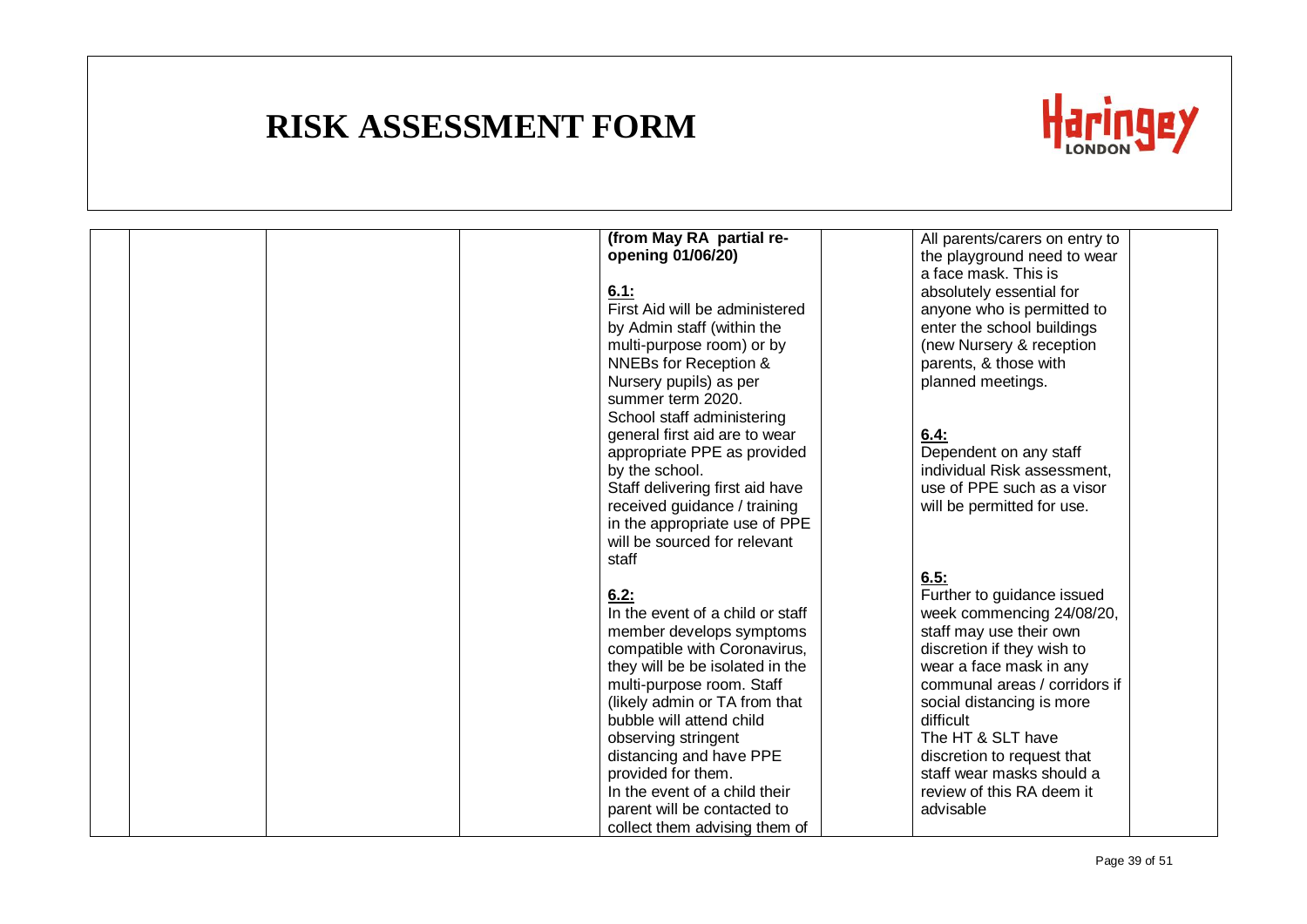# RISK ASSESSMENT FORM

| | | | | | | |
|---|---|---|---|---|---|---|
| | | | **(from May RA partial re-opening 01/06/20)**<br><br>**6.1:**<br>First Aid will be administered by Admin staff (within the multi-purpose room) or by NNEBs for Reception & Nursery pupils) as per summer term 2020.<br>School staff administering general first aid are to wear appropriate PPE as provided by the school.<br>Staff delivering first aid have received guidance / training in the appropriate use of PPE will be sourced for relevant staff<br><br>**6.2:**<br>In the event of a child or staff member develops symptoms compatible with Coronavirus, they will be be isolated in the multi-purpose room. Staff (likely admin or TA from that bubble will attend child observing stringent distancing and have PPE provided for them.<br>In the event of a child their parent will be contacted to collect them advising them of | | All parents/carers on entry to the playground need to wear a face mask. This is absolutely essential for anyone who is permitted to enter the school buildings (new Nursery & reception parents, & those with planned meetings.<br><br>**6.4:**<br>Dependent on any staff individual Risk assessment, use of PPE such as a visor will be permitted for use.<br><br>**6.5:**<br>Further to guidance issued week commencing 24/08/20, staff may use their own discretion if they wish to wear a face mask in any communal areas / corridors if social distancing is more difficult<br>The HT & SLT have discretion to request that staff wear masks should a review of this RA deem it advisable | |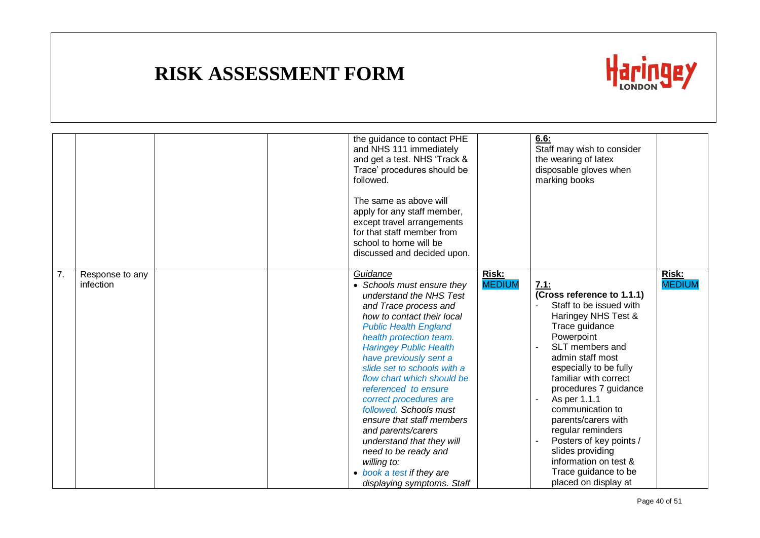# RISK ASSESSMENT FORM

| | | | | | | | |
|---|---|---|---|---|---|---|---|
| | | | | the guidance to contact PHE and NHS 111 immediately and get a test. NHS 'Track & Trace' procedures should be followed.<br><br>The same as above will apply for any staff member, except travel arrangements for that staff member from school to home will be discussed and decided upon. | | **6.6:**<br>Staff may wish to consider the wearing of latex disposable gloves when marking books | |
| 7. | Response to any infection | | | *Guidance*<br>• *Schools must ensure they understand the NHS Test and Trace process and how to contact their local Public Health England health protection team. Haringey Public Health have previously sent a slide set to schools with a flow chart which should be referenced to ensure correct procedures are followed. Schools must ensure that staff members and parents/carers understand that they will need to be ready and willing to:*<br>• *book a test if they are displaying symptoms. Staff* | **Risk:** MEDIUM | **7.1:**<br>**(Cross reference to 1.1.1)**<br>- Staff to be issued with Haringey NHS Test & Trace guidance Powerpoint<br>- SLT members and admin staff most especially to be fully familiar with correct procedures 7 guidance<br>- As per 1.1.1 communication to parents/carers with regular reminders<br>- Posters of key points / slides providing information on test & Trace guidance to be placed on display at | **Risk:** MEDIUM |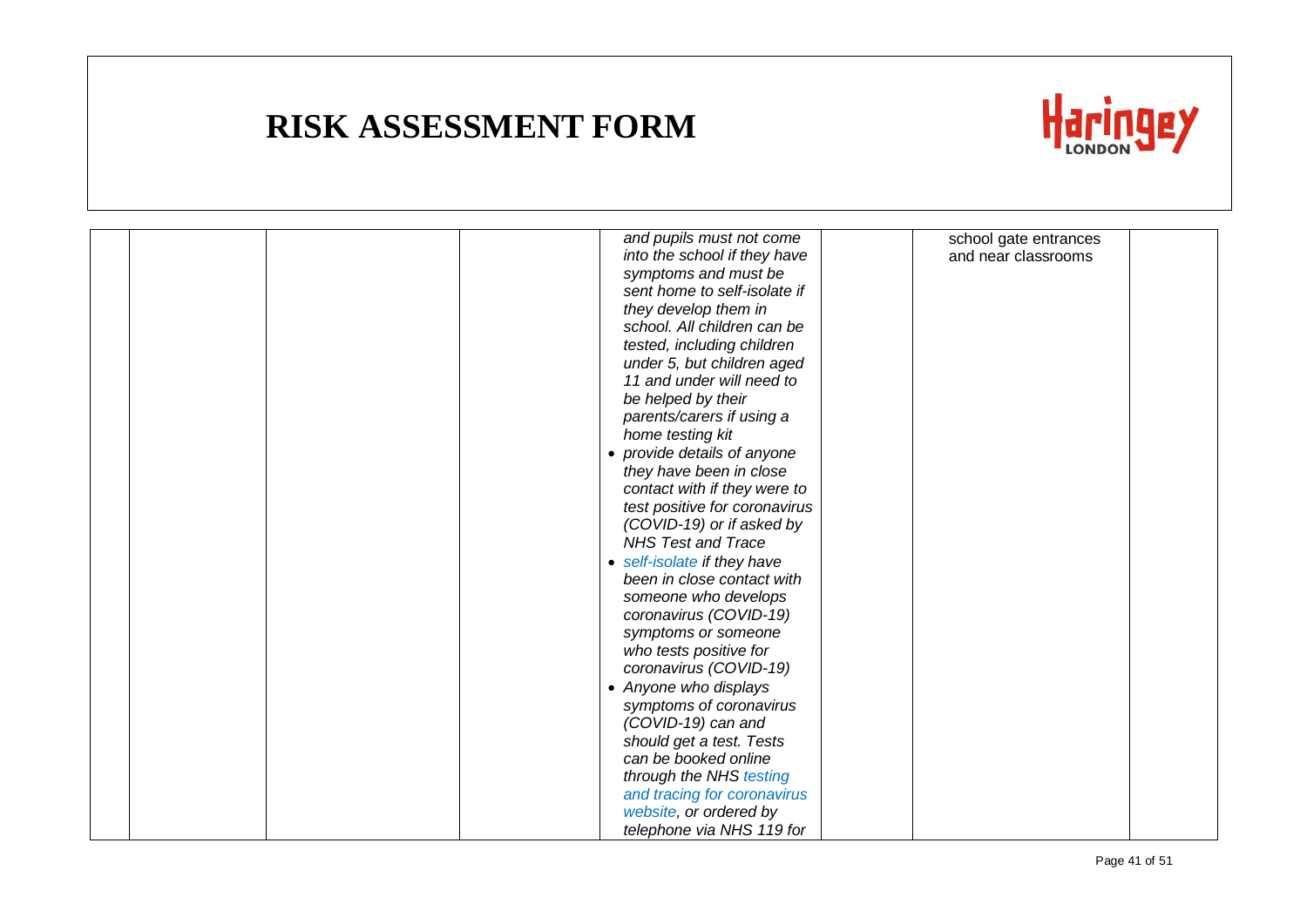# RISK ASSESSMENT FORM

| | | | | | | | |
|---|---|---|---|---|---|---|---|
| | | | | *and pupils must not come into the school if they have symptoms and must be sent home to self-isolate if they develop them in school. All children can be tested, including children under 5, but children aged 11 and under will need to be helped by their parents/carers if using a home testing kit*<br>• *provide details of anyone they have been in close contact with if they were to test positive for coronavirus (COVID-19) or if asked by NHS Test and Trace*<br>• *self-isolate if they have been in close contact with someone who develops coronavirus (COVID-19) symptoms or someone who tests positive for coronavirus (COVID-19)*<br>• *Anyone who displays symptoms of coronavirus (COVID-19) can and should get a test. Tests can be booked online through the NHS testing and tracing for coronavirus website, or ordered by telephone via NHS 119 for* | | school gate entrances and near classrooms | |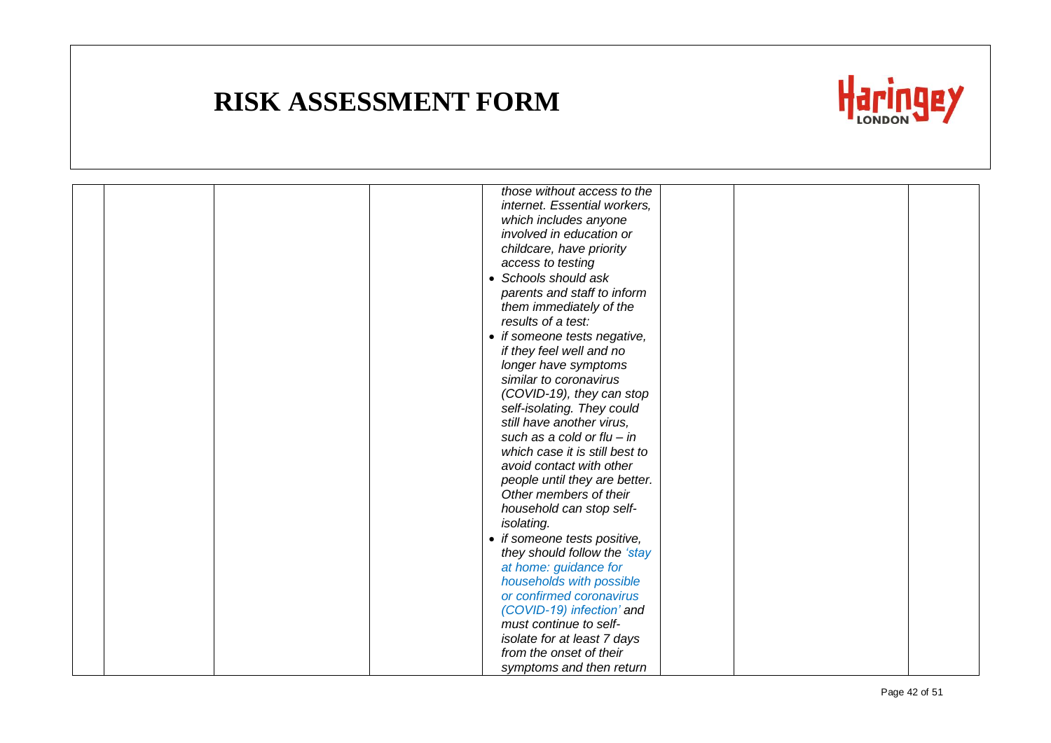# RISK ASSESSMENT FORM

| | | | | | | | |
|---|---|---|---|---|---|---|---|
| | | | | *those without access to the internet. Essential workers, which includes anyone involved in education or childcare, have priority access to testing*<br>• *Schools should ask parents and staff to inform them immediately of the results of a test:*<br>• *if someone tests negative, if they feel well and no longer have symptoms similar to coronavirus (COVID-19), they can stop self-isolating. They could still have another virus, such as a cold or flu – in which case it is still best to avoid contact with other people until they are better. Other members of their household can stop self-isolating.*<br>• *if someone tests positive, they should follow the 'stay at home: guidance for households with possible or confirmed coronavirus (COVID-19) infection' and must continue to self-isolate for at least 7 days from the onset of their symptoms and then return* | | | |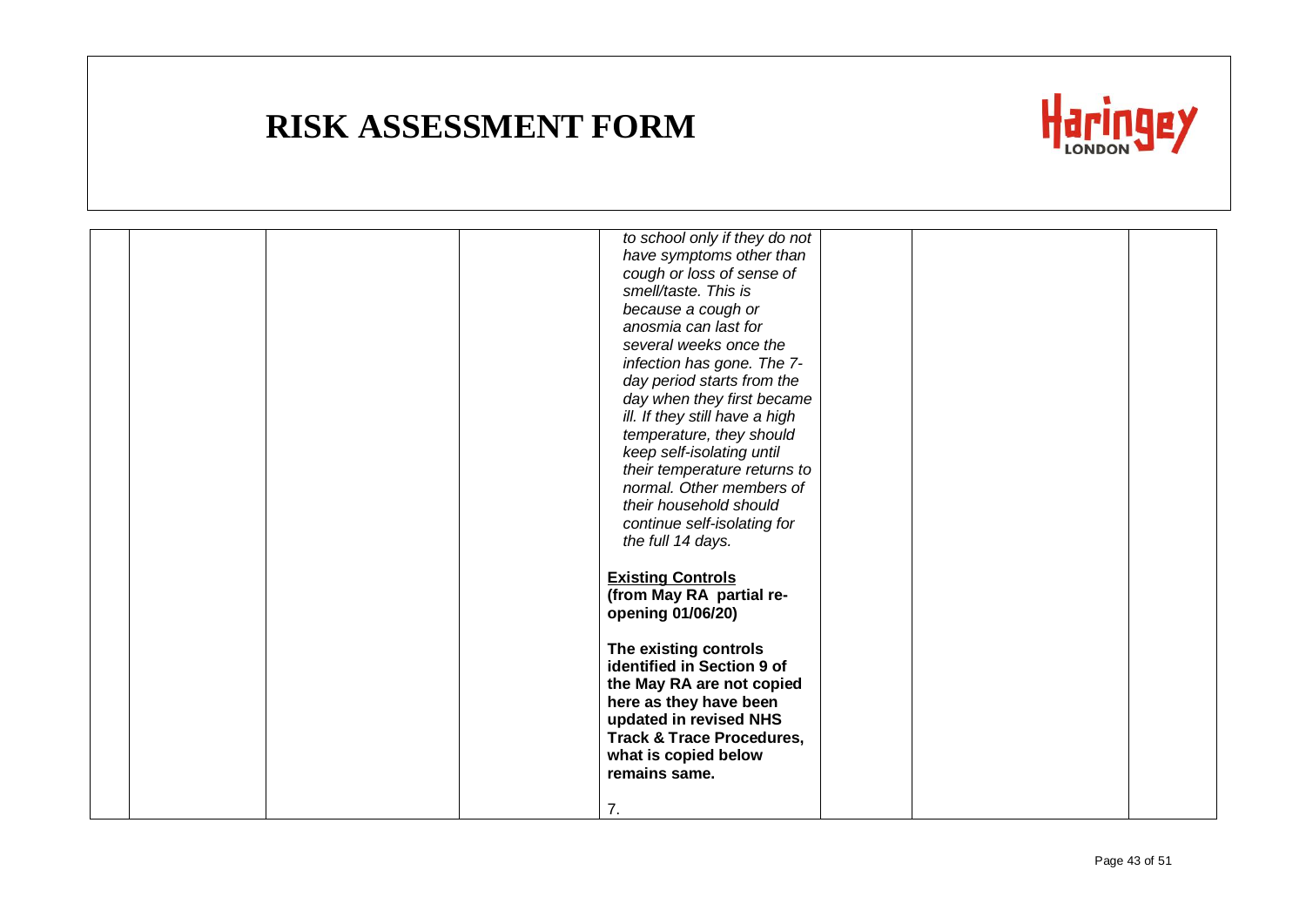# RISK ASSESSMENT FORM

| | | | | | | | |
|---|---|---|---|---|---|---|---|
| | | | | *to school only if they do not have symptoms other than cough or loss of sense of smell/taste. This is because a cough or anosmia can last for several weeks once the infection has gone. The 7-day period starts from the day when they first became ill. If they still have a high temperature, they should keep self-isolating until their temperature returns to normal. Other members of their household should continue self-isolating for the full 14 days.*<br><br>**<u>Existing Controls</u>**<br>**(from May RA partial re-opening 01/06/20)**<br><br>**The existing controls identified in Section 9 of the May RA are not copied here as they have been updated in revised NHS Track & Trace Procedures, what is copied below remains same.**<br><br>7. | | | |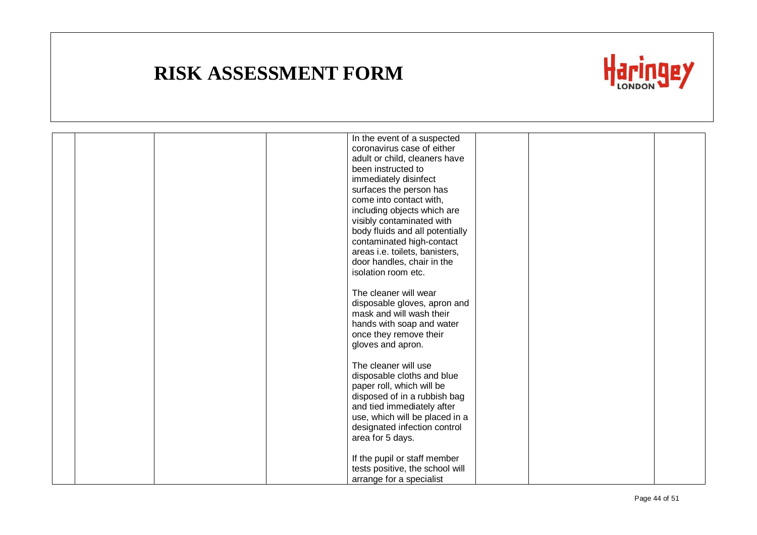# RISK ASSESSMENT FORM

| | | | | | | | |
|---|---|---|---|---|---|---|---|
| | | | | In the event of a suspected coronavirus case of either adult or child, cleaners have been instructed to immediately disinfect surfaces the person has come into contact with, including objects which are visibly contaminated with body fluids and all potentially contaminated high-contact areas i.e. toilets, banisters, door handles, chair in the isolation room etc.<br><br>The cleaner will wear disposable gloves, apron and mask and will wash their hands with soap and water once they remove their gloves and apron.<br><br>The cleaner will use disposable cloths and blue paper roll, which will be disposed of in a rubbish bag and tied immediately after use, which will be placed in a designated infection control area for 5 days.<br><br>If the pupil or staff member tests positive, the school will arrange for a specialist | | | |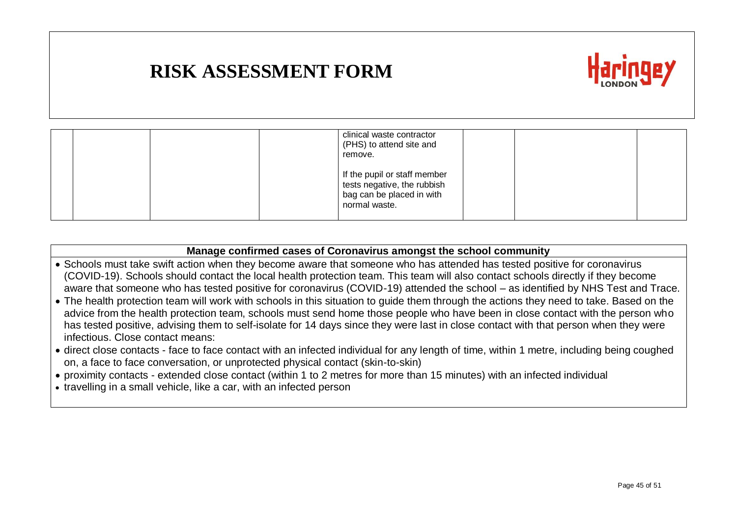# RISK ASSESSMENT FORM

| | | | | | | |
|---|---|---|---|---|---|---|
| | | | clinical waste contractor (PHS) to attend site and remove.<br><br>If the pupil or staff member tests negative, the rubbish bag can be placed in with normal waste. | | | |

**Manage confirmed cases of Coronavirus amongst the school community**

- Schools must take swift action when they become aware that someone who has attended has tested positive for coronavirus (COVID-19). Schools should contact the local health protection team. This team will also contact schools directly if they become aware that someone who has tested positive for coronavirus (COVID-19) attended the school – as identified by NHS Test and Trace.
- The health protection team will work with schools in this situation to guide them through the actions they need to take. Based on the advice from the health protection team, schools must send home those people who have been in close contact with the person who has tested positive, advising them to self-isolate for 14 days since they were last in close contact with that person when they were infectious. Close contact means:
- direct close contacts - face to face contact with an infected individual for any length of time, within 1 metre, including being coughed on, a face to face conversation, or unprotected physical contact (skin-to-skin)
- proximity contacts - extended close contact (within 1 to 2 metres for more than 15 minutes) with an infected individual
- travelling in a small vehicle, like a car, with an infected person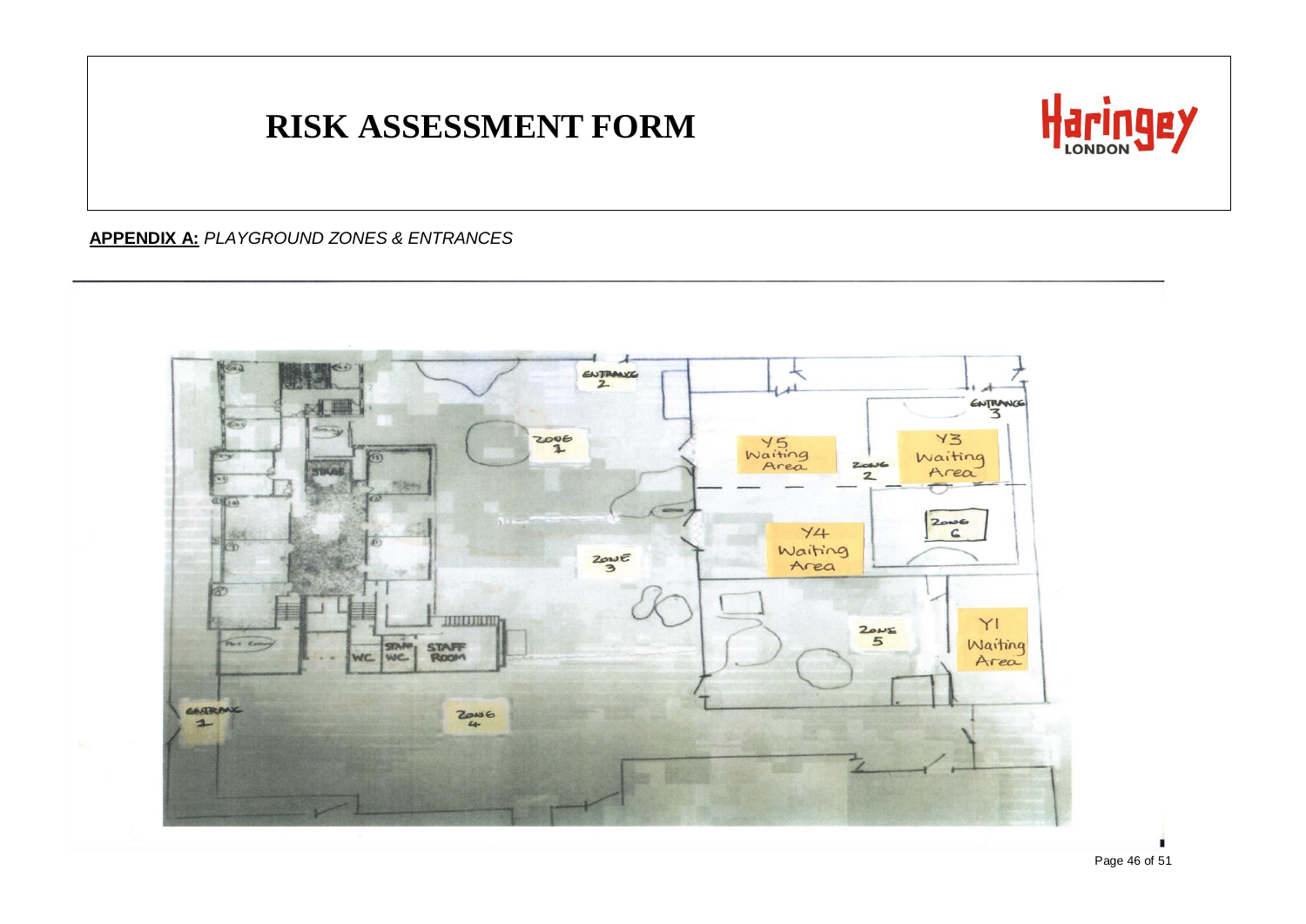# RISK ASSESSMENT FORM

**APPENDIX A:** *PLAYGROUND ZONES & ENTRANCES*

ENTRANCE 2

ENTRANCE 3

ZONE 1

Y5 Waiting Area

ZONE 2

Y3 Waiting Area

ZONE 6

Y4 Waiting Area

ZONE 3

ZONE 5

Y1 Waiting Area

STAGE

STAFF WC

WC

STAFF ROOM

ENTRANCE 1

ZONE 4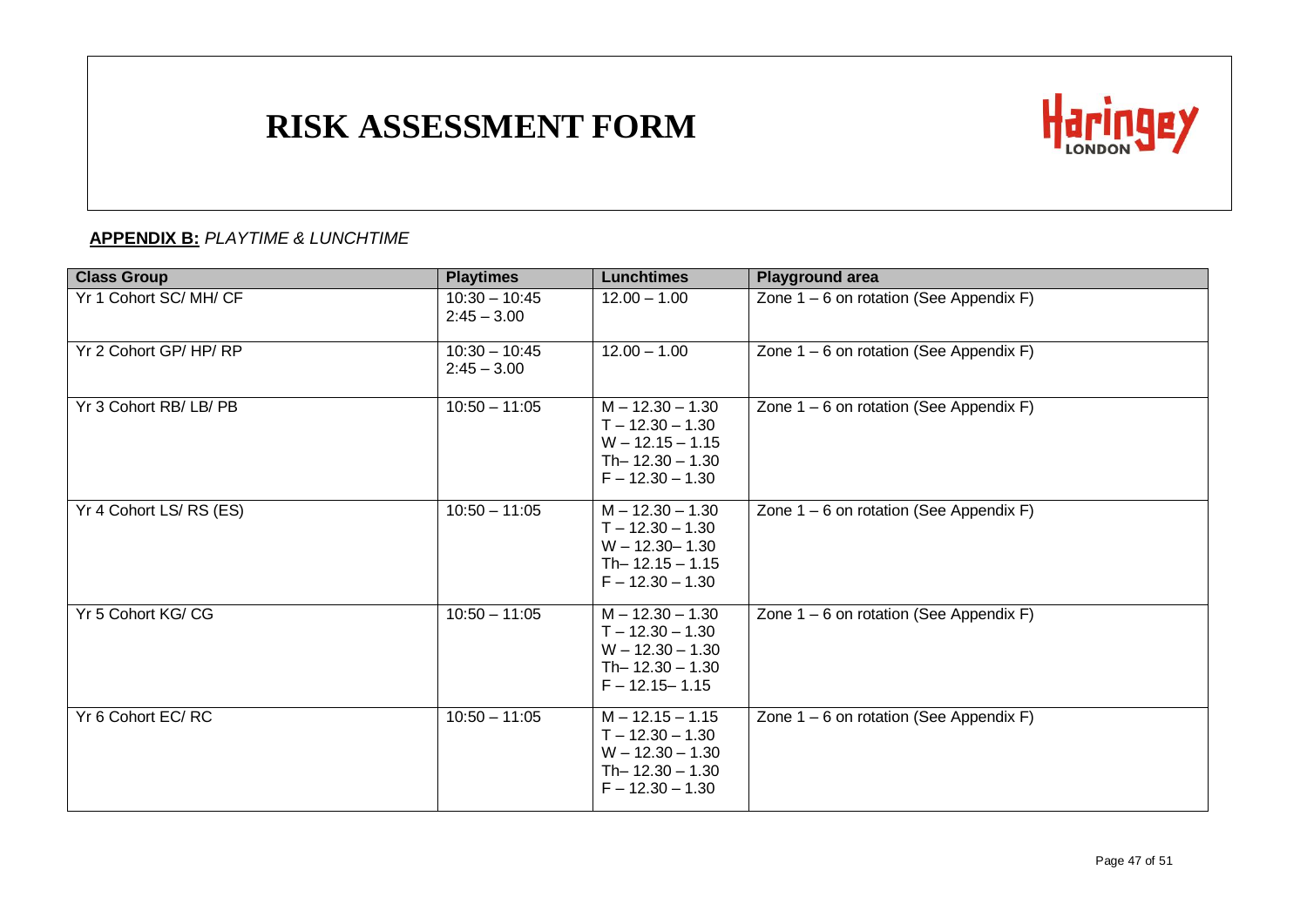# RISK ASSESSMENT FORM

**APPENDIX B:** *PLAYTIME & LUNCHTIME*

| Class Group | Playtimes | Lunchtimes | Playground area |
|---|---|---|---|
| Yr 1 Cohort SC/ MH/ CF | 10:30 – 10:45<br>2:45 – 3.00 | 12.00 – 1.00 | Zone 1 – 6 on rotation (See Appendix F) |
| Yr 2 Cohort GP/ HP/ RP | 10:30 – 10:45<br>2:45 – 3.00 | 12.00 – 1.00 | Zone 1 – 6 on rotation (See Appendix F) |
| Yr 3 Cohort RB/ LB/ PB | 10:50 – 11:05 | M – 12.30 – 1.30<br>T – 12.30 – 1.30<br>W – 12.15 – 1.15<br>Th– 12.30 – 1.30<br>F – 12.30 – 1.30 | Zone 1 – 6 on rotation (See Appendix F) |
| Yr 4 Cohort LS/ RS (ES) | 10:50 – 11:05 | M – 12.30 – 1.30<br>T – 12.30 – 1.30<br>W – 12.30– 1.30<br>Th– 12.15 – 1.15<br>F – 12.30 – 1.30 | Zone 1 – 6 on rotation (See Appendix F) |
| Yr 5 Cohort KG/ CG | 10:50 – 11:05 | M – 12.30 – 1.30<br>T – 12.30 – 1.30<br>W – 12.30 – 1.30<br>Th– 12.30 – 1.30<br>F – 12.15– 1.15 | Zone 1 – 6 on rotation (See Appendix F) |
| Yr 6 Cohort EC/ RC | 10:50 – 11:05 | M – 12.15 – 1.15<br>T – 12.30 – 1.30<br>W – 12.30 – 1.30<br>Th– 12.30 – 1.30<br>F – 12.30 – 1.30 | Zone 1 – 6 on rotation (See Appendix F) |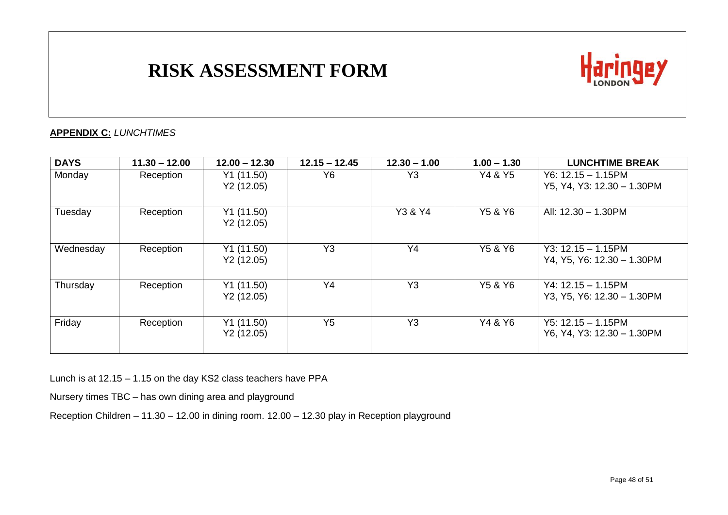# RISK ASSESSMENT FORM

**APPENDIX C:** *LUNCHTIMES*

| DAYS | 11.30 – 12.00 | 12.00 – 12.30 | 12.15 – 12.45 | 12.30 – 1.00 | 1.00 – 1.30 | LUNCHTIME BREAK |
|---|---|---|---|---|---|---|
| Monday | Reception | Y1 (11.50)<br>Y2 (12.05) | Y6 | Y3 | Y4 & Y5 | Y6: 12.15 – 1.15PM<br>Y5, Y4, Y3: 12.30 – 1.30PM |
| Tuesday | Reception | Y1 (11.50)<br>Y2 (12.05) | | Y3 & Y4 | Y5 & Y6 | All: 12.30 – 1.30PM |
| Wednesday | Reception | Y1 (11.50)<br>Y2 (12.05) | Y3 | Y4 | Y5 & Y6 | Y3: 12.15 – 1.15PM<br>Y4, Y5, Y6: 12.30 – 1.30PM |
| Thursday | Reception | Y1 (11.50)<br>Y2 (12.05) | Y4 | Y3 | Y5 & Y6 | Y4: 12.15 – 1.15PM<br>Y3, Y5, Y6: 12.30 – 1.30PM |
| Friday | Reception | Y1 (11.50)<br>Y2 (12.05) | Y5 | Y3 | Y4 & Y6 | Y5: 12.15 – 1.15PM<br>Y6, Y4, Y3: 12.30 – 1.30PM |

Lunch is at 12.15 – 1.15 on the day KS2 class teachers have PPA

Nursery times TBC – has own dining area and playground

Reception Children – 11.30 – 12.00 in dining room. 12.00 – 12.30 play in Reception playground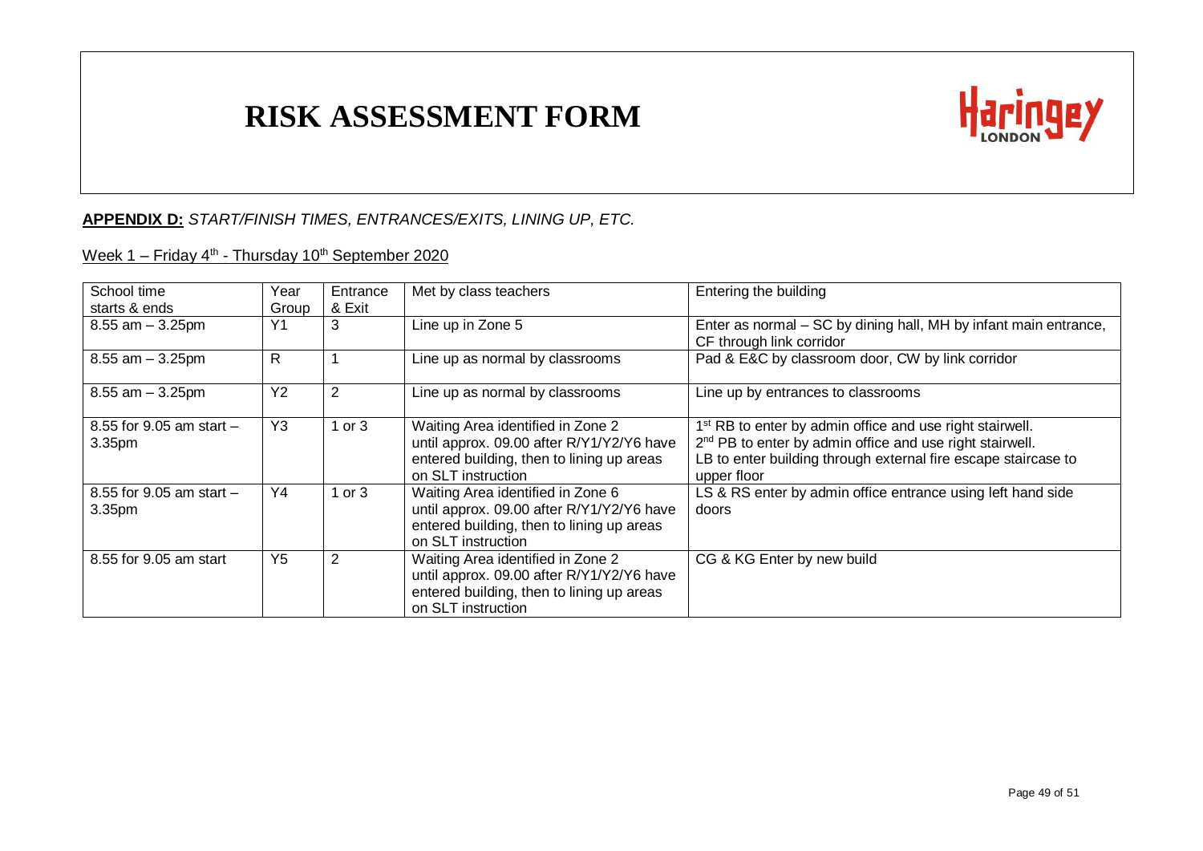# RISK ASSESSMENT FORM

**APPENDIX D:** *START/FINISH TIMES, ENTRANCES/EXITS, LINING UP, ETC.*

Week 1 – Friday 4th - Thursday 10th September 2020

| School time starts & ends | Year Group | Entrance & Exit | Met by class teachers | Entering the building |
|---|---|---|---|---|
| 8.55 am – 3.25pm | Y1 | 3 | Line up in Zone 5 | Enter as normal – SC by dining hall, MH by infant main entrance, CF through link corridor |
| 8.55 am – 3.25pm | R | 1 | Line up as normal by classrooms | Pad & E&C by classroom door, CW by link corridor |
| 8.55 am – 3.25pm | Y2 | 2 | Line up as normal by classrooms | Line up by entrances to classrooms |
| 8.55 for 9.05 am start – 3.35pm | Y3 | 1 or 3 | Waiting Area identified in Zone 2 until approx. 09.00 after R/Y1/Y2/Y6 have entered building, then to lining up areas on SLT instruction | 1st RB to enter by admin office and use right stairwell. 2nd PB to enter by admin office and use right stairwell. LB to enter building through external fire escape staircase to upper floor |
| 8.55 for 9.05 am start – 3.35pm | Y4 | 1 or 3 | Waiting Area identified in Zone 6 until approx. 09.00 after R/Y1/Y2/Y6 have entered building, then to lining up areas on SLT instruction | LS & RS enter by admin office entrance using left hand side doors |
| 8.55 for 9.05 am start | Y5 | 2 | Waiting Area identified in Zone 2 until approx. 09.00 after R/Y1/Y2/Y6 have entered building, then to lining up areas on SLT instruction | CG & KG Enter by new build |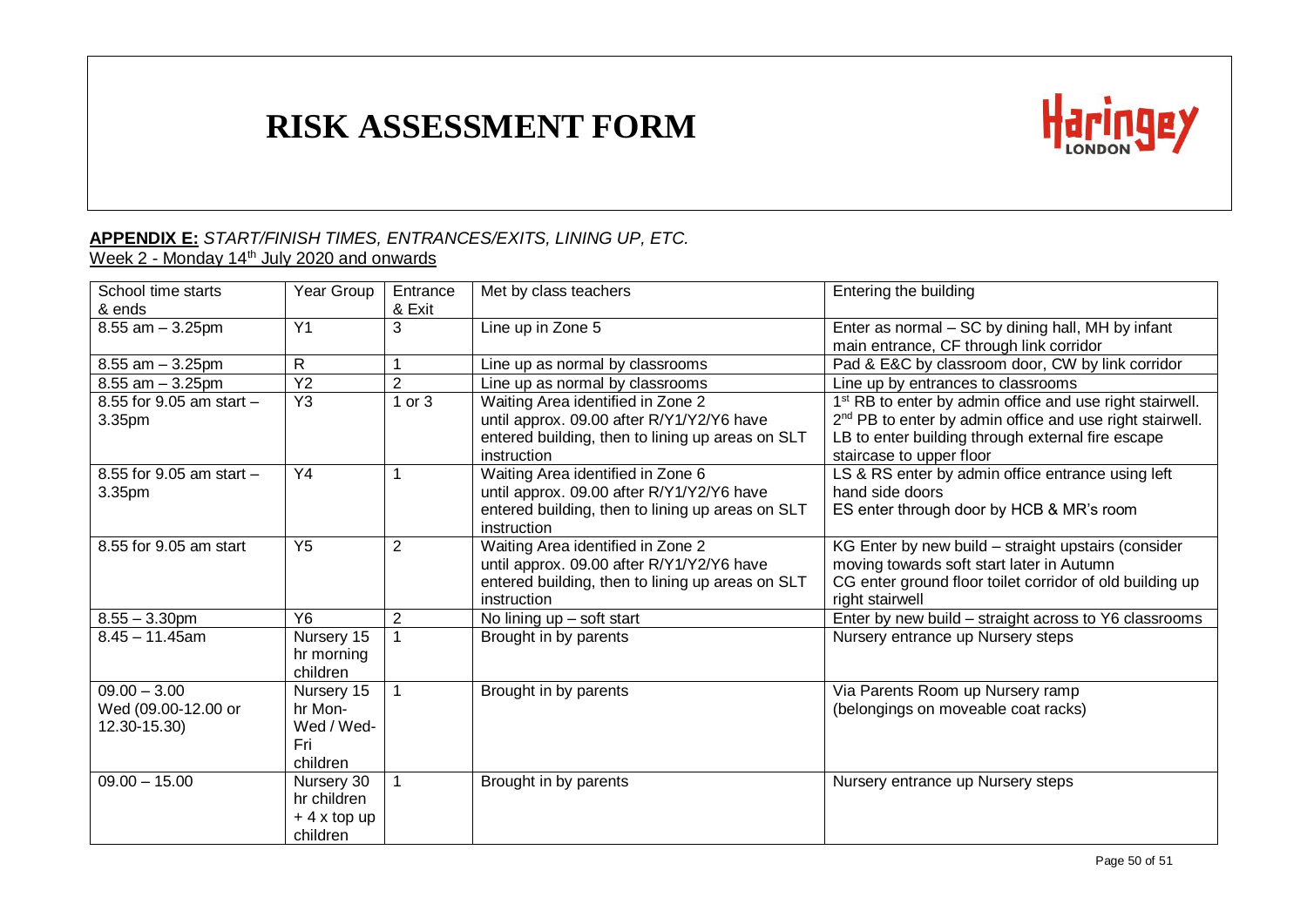# RISK ASSESSMENT FORM

**APPENDIX E:** *START/FINISH TIMES, ENTRANCES/EXITS, LINING UP, ETC.*

Week 2 - Monday 14th July 2020 and onwards

| School time starts & ends | Year Group | Entrance & Exit | Met by class teachers | Entering the building |
|---|---|---|---|---|
| 8.55 am – 3.25pm | Y1 | 3 | Line up in Zone 5 | Enter as normal – SC by dining hall, MH by infant main entrance, CF through link corridor |
| 8.55 am – 3.25pm | R | 1 | Line up as normal by classrooms | Pad & E&C by classroom door, CW by link corridor |
| 8.55 am – 3.25pm | Y2 | 2 | Line up as normal by classrooms | Line up by entrances to classrooms |
| 8.55 for 9.05 am start – 3.35pm | Y3 | 1 or 3 | Waiting Area identified in Zone 2 until approx. 09.00 after R/Y1/Y2/Y6 have entered building, then to lining up areas on SLT instruction | 1st RB to enter by admin office and use right stairwell. 2nd PB to enter by admin office and use right stairwell. LB to enter building through external fire escape staircase to upper floor |
| 8.55 for 9.05 am start – 3.35pm | Y4 | 1 | Waiting Area identified in Zone 6 until approx. 09.00 after R/Y1/Y2/Y6 have entered building, then to lining up areas on SLT instruction | LS & RS enter by admin office entrance using left hand side doors<br>ES enter through door by HCB & MR's room |
| 8.55 for 9.05 am start | Y5 | 2 | Waiting Area identified in Zone 2 until approx. 09.00 after R/Y1/Y2/Y6 have entered building, then to lining up areas on SLT instruction | KG Enter by new build – straight upstairs (consider moving towards soft start later in Autumn<br>CG enter ground floor toilet corridor of old building up right stairwell |
| 8.55 – 3.30pm | Y6 | 2 | No lining up – soft start | Enter by new build – straight across to Y6 classrooms |
| 8.45 – 11.45am | Nursery 15 hr morning children | 1 | Brought in by parents | Nursery entrance up Nursery steps |
| 09.00 – 3.00 Wed (09.00-12.00 or 12.30-15.30) | Nursery 15 hr Mon-Wed / Wed-Fri children | 1 | Brought in by parents | Via Parents Room up Nursery ramp (belongings on moveable coat racks) |
| 09.00 – 15.00 | Nursery 30 hr children + 4 x top up children | 1 | Brought in by parents | Nursery entrance up Nursery steps |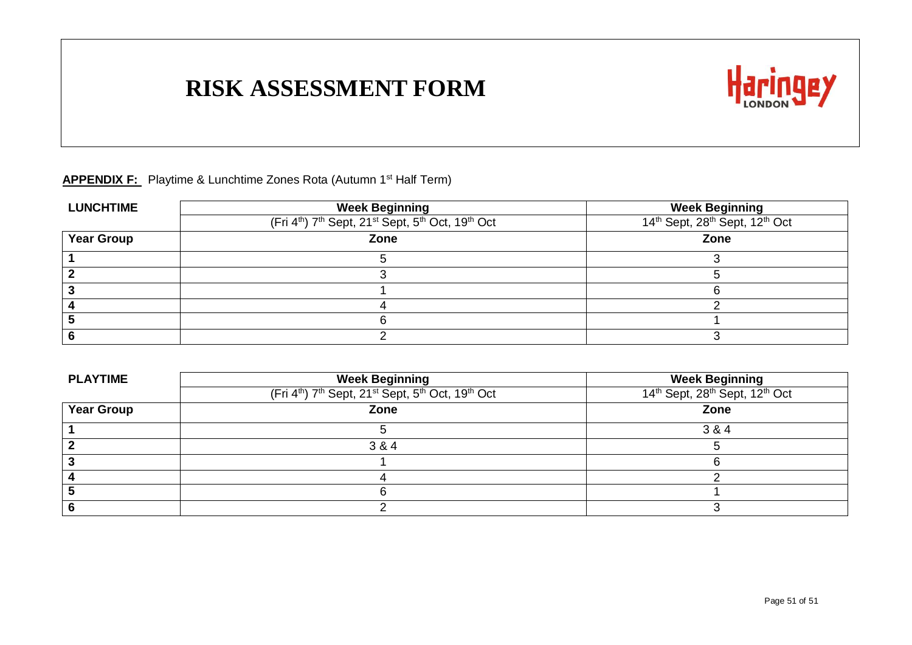# RISK ASSESSMENT FORM

Haringey LONDON

**APPENDIX F:** Playtime & Lunchtime Zones Rota (Autumn 1st Half Term)

| LUNCHTIME | Week Beginning | Week Beginning |
|---|---|---|
| | (Fri 4th) 7th Sept, 21st Sept, 5th Oct, 19th Oct | 14th Sept, 28th Sept, 12th Oct |
| **Year Group** | **Zone** | **Zone** |
| **1** | 5 | 3 |
| **2** | 3 | 5 |
| **3** | 1 | 6 |
| **4** | 4 | 2 |
| **5** | 6 | 1 |
| **6** | 2 | 3 |

| PLAYTIME | Week Beginning | Week Beginning |
|---|---|---|
| | (Fri 4th) 7th Sept, 21st Sept, 5th Oct, 19th Oct | 14th Sept, 28th Sept, 12th Oct |
| **Year Group** | **Zone** | **Zone** |
| **1** | 5 | 3 & 4 |
| **2** | 3 & 4 | 5 |
| **3** | 1 | 6 |
| **4** | 4 | 2 |
| **5** | 6 | 1 |
| **6** | 2 | 3 |